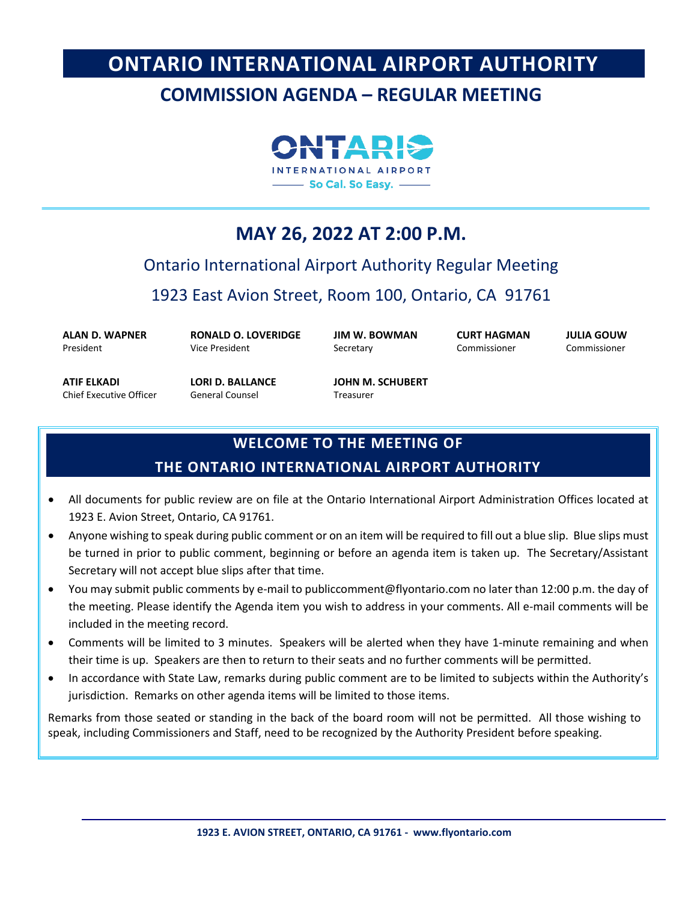# ONTARIO INTERNATIONAL AIRPORT AUTHORITY

## COMMISSION AGENDA – REGULAR MEETING

ONTARIO INTERNATIONAL AIRPORT
So Cal. So Easy.

## MAY 26, 2022 AT 2:00 P.M.

Ontario International Airport Authority Regular Meeting

1923 East Avion Street, Room 100, Ontario, CA 91761

**ALAN D. WAPNER**
President

**RONALD O. LOVERIDGE**
Vice President

**JIM W. BOWMAN**
Secretary

**CURT HAGMAN**
Commissioner

**JULIA GOUW**
Commissioner

**ATIF ELKADI**
Chief Executive Officer

**LORI D. BALLANCE**
General Counsel

**JOHN M. SCHUBERT**
Treasurer

## WELCOME TO THE MEETING OF THE ONTARIO INTERNATIONAL AIRPORT AUTHORITY

- All documents for public review are on file at the Ontario International Airport Administration Offices located at 1923 E. Avion Street, Ontario, CA 91761.
- Anyone wishing to speak during public comment or on an item will be required to fill out a blue slip. Blue slips must be turned in prior to public comment, beginning or before an agenda item is taken up. The Secretary/Assistant Secretary will not accept blue slips after that time.
- You may submit public comments by e-mail to publiccomment@flyontario.com no later than 12:00 p.m. the day of the meeting. Please identify the Agenda item you wish to address in your comments. All e-mail comments will be included in the meeting record.
- Comments will be limited to 3 minutes. Speakers will be alerted when they have 1-minute remaining and when their time is up. Speakers are then to return to their seats and no further comments will be permitted.
- In accordance with State Law, remarks during public comment are to be limited to subjects within the Authority's jurisdiction. Remarks on other agenda items will be limited to those items.

Remarks from those seated or standing in the back of the board room will not be permitted. All those wishing to speak, including Commissioners and Staff, need to be recognized by the Authority President before speaking.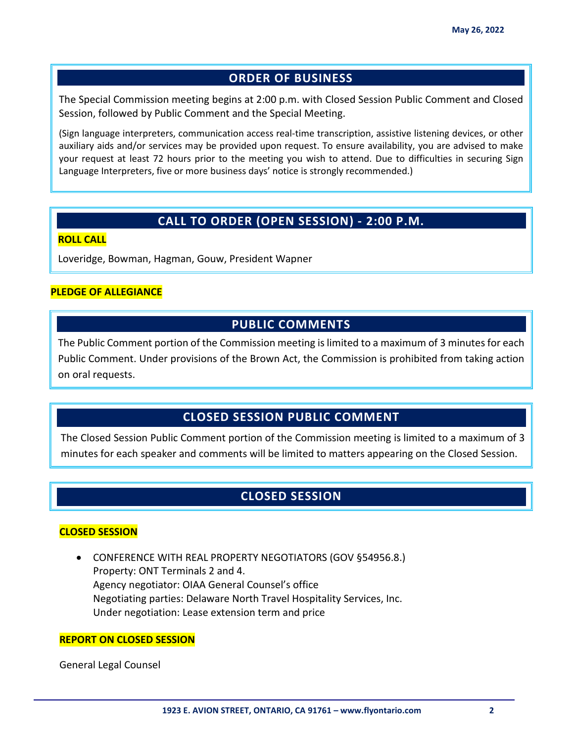May 26, 2022

## ORDER OF BUSINESS

The Special Commission meeting begins at 2:00 p.m. with Closed Session Public Comment and Closed Session, followed by Public Comment and the Special Meeting.

(Sign language interpreters, communication access real-time transcription, assistive listening devices, or other auxiliary aids and/or services may be provided upon request. To ensure availability, you are advised to make your request at least 72 hours prior to the meeting you wish to attend. Due to difficulties in securing Sign Language Interpreters, five or more business days' notice is strongly recommended.)

## CALL TO ORDER (OPEN SESSION) - 2:00 P.M.

**ROLL CALL**

Loveridge, Bowman, Hagman, Gouw, President Wapner

**PLEDGE OF ALLEGIANCE**

## PUBLIC COMMENTS

The Public Comment portion of the Commission meeting is limited to a maximum of 3 minutes for each Public Comment. Under provisions of the Brown Act, the Commission is prohibited from taking action on oral requests.

## CLOSED SESSION PUBLIC COMMENT

The Closed Session Public Comment portion of the Commission meeting is limited to a maximum of 3 minutes for each speaker and comments will be limited to matters appearing on the Closed Session.

## CLOSED SESSION

**CLOSED SESSION**

- CONFERENCE WITH REAL PROPERTY NEGOTIATORS (GOV §54956.8.)
  Property: ONT Terminals 2 and 4.
  Agency negotiator: OIAA General Counsel's office
  Negotiating parties: Delaware North Travel Hospitality Services, Inc.
  Under negotiation: Lease extension term and price

**REPORT ON CLOSED SESSION**

General Legal Counsel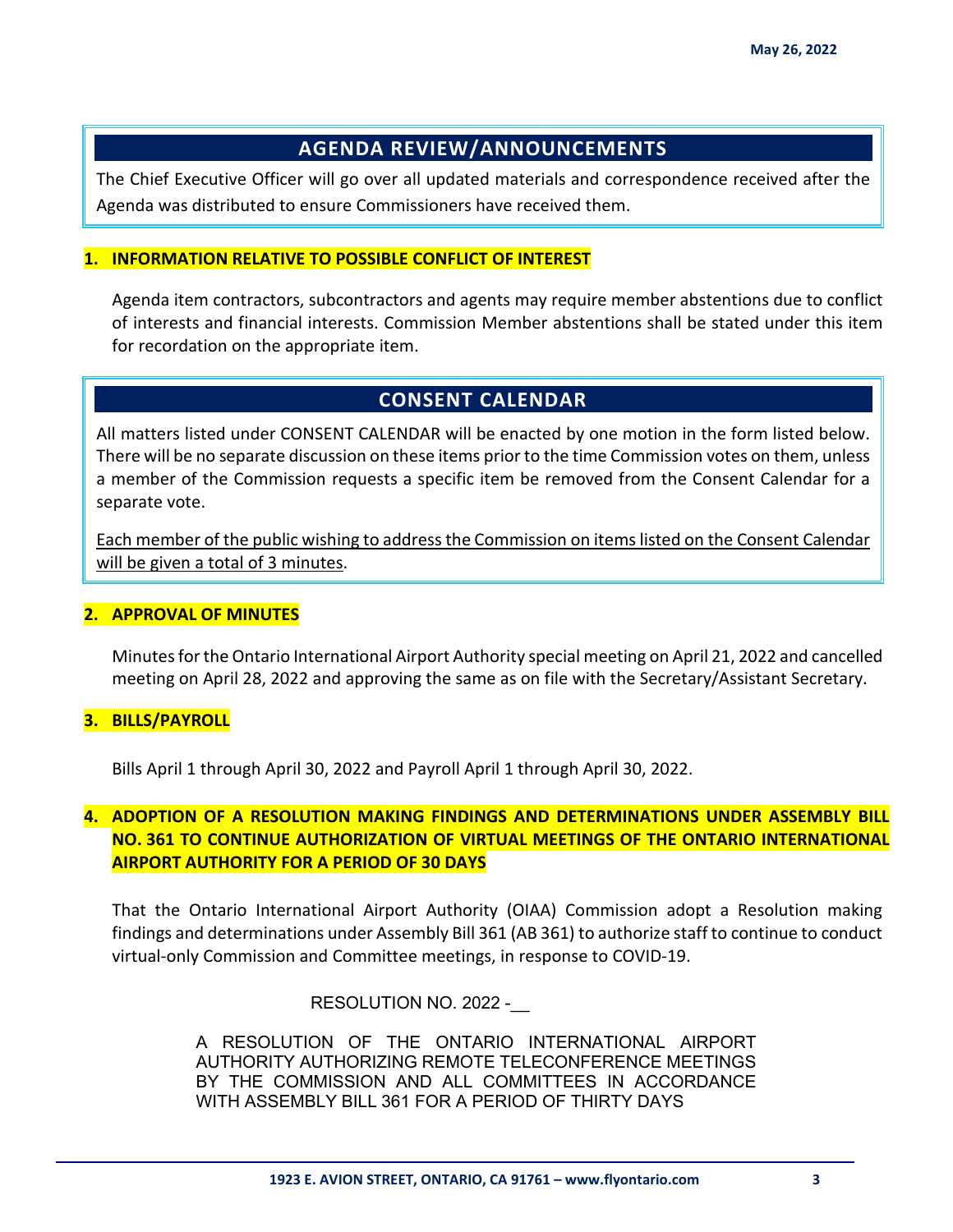## AGENDA REVIEW/ANNOUNCEMENTS

The Chief Executive Officer will go over all updated materials and correspondence received after the Agenda was distributed to ensure Commissioners have received them.

**1. INFORMATION RELATIVE TO POSSIBLE CONFLICT OF INTEREST**

Agenda item contractors, subcontractors and agents may require member abstentions due to conflict of interests and financial interests. Commission Member abstentions shall be stated under this item for recordation on the appropriate item.

## CONSENT CALENDAR

All matters listed under CONSENT CALENDAR will be enacted by one motion in the form listed below. There will be no separate discussion on these items prior to the time Commission votes on them, unless a member of the Commission requests a specific item be removed from the Consent Calendar for a separate vote.

<u>Each member of the public wishing to address the Commission on items listed on the Consent Calendar will be given a total of 3 minutes</u>.

**2. APPROVAL OF MINUTES**

Minutes for the Ontario International Airport Authority special meeting on April 21, 2022 and cancelled meeting on April 28, 2022 and approving the same as on file with the Secretary/Assistant Secretary.

**3. BILLS/PAYROLL**

Bills April 1 through April 30, 2022 and Payroll April 1 through April 30, 2022.

**4. ADOPTION OF A RESOLUTION MAKING FINDINGS AND DETERMINATIONS UNDER ASSEMBLY BILL NO. 361 TO CONTINUE AUTHORIZATION OF VIRTUAL MEETINGS OF THE ONTARIO INTERNATIONAL AIRPORT AUTHORITY FOR A PERIOD OF 30 DAYS**

That the Ontario International Airport Authority (OIAA) Commission adopt a Resolution making findings and determinations under Assembly Bill 361 (AB 361) to authorize staff to continue to conduct virtual-only Commission and Committee meetings, in response to COVID-19.

RESOLUTION NO. 2022 -__

A RESOLUTION OF THE ONTARIO INTERNATIONAL AIRPORT AUTHORITY AUTHORIZING REMOTE TELECONFERENCE MEETINGS BY THE COMMISSION AND ALL COMMITTEES IN ACCORDANCE WITH ASSEMBLY BILL 361 FOR A PERIOD OF THIRTY DAYS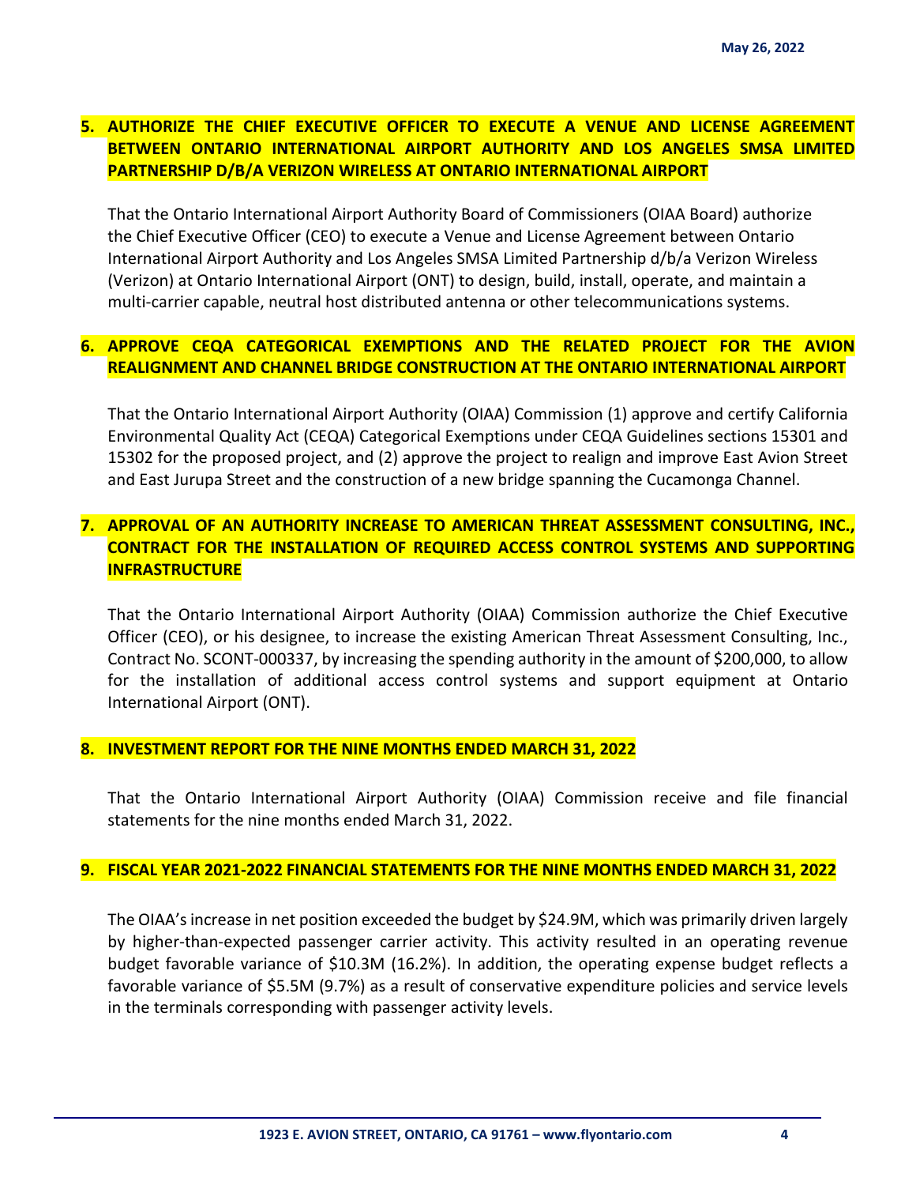**5. AUTHORIZE THE CHIEF EXECUTIVE OFFICER TO EXECUTE A VENUE AND LICENSE AGREEMENT BETWEEN ONTARIO INTERNATIONAL AIRPORT AUTHORITY AND LOS ANGELES SMSA LIMITED PARTNERSHIP D/B/A VERIZON WIRELESS AT ONTARIO INTERNATIONAL AIRPORT**

That the Ontario International Airport Authority Board of Commissioners (OIAA Board) authorize the Chief Executive Officer (CEO) to execute a Venue and License Agreement between Ontario International Airport Authority and Los Angeles SMSA Limited Partnership d/b/a Verizon Wireless (Verizon) at Ontario International Airport (ONT) to design, build, install, operate, and maintain a multi-carrier capable, neutral host distributed antenna or other telecommunications systems.

**6. APPROVE CEQA CATEGORICAL EXEMPTIONS AND THE RELATED PROJECT FOR THE AVION REALIGNMENT AND CHANNEL BRIDGE CONSTRUCTION AT THE ONTARIO INTERNATIONAL AIRPORT**

That the Ontario International Airport Authority (OIAA) Commission (1) approve and certify California Environmental Quality Act (CEQA) Categorical Exemptions under CEQA Guidelines sections 15301 and 15302 for the proposed project, and (2) approve the project to realign and improve East Avion Street and East Jurupa Street and the construction of a new bridge spanning the Cucamonga Channel.

**7. APPROVAL OF AN AUTHORITY INCREASE TO AMERICAN THREAT ASSESSMENT CONSULTING, INC., CONTRACT FOR THE INSTALLATION OF REQUIRED ACCESS CONTROL SYSTEMS AND SUPPORTING INFRASTRUCTURE**

That the Ontario International Airport Authority (OIAA) Commission authorize the Chief Executive Officer (CEO), or his designee, to increase the existing American Threat Assessment Consulting, Inc., Contract No. SCONT-000337, by increasing the spending authority in the amount of $200,000, to allow for the installation of additional access control systems and support equipment at Ontario International Airport (ONT).

**8. INVESTMENT REPORT FOR THE NINE MONTHS ENDED MARCH 31, 2022**

That the Ontario International Airport Authority (OIAA) Commission receive and file financial statements for the nine months ended March 31, 2022.

**9. FISCAL YEAR 2021-2022 FINANCIAL STATEMENTS FOR THE NINE MONTHS ENDED MARCH 31, 2022**

The OIAA's increase in net position exceeded the budget by $24.9M, which was primarily driven largely by higher-than-expected passenger carrier activity. This activity resulted in an operating revenue budget favorable variance of $10.3M (16.2%). In addition, the operating expense budget reflects a favorable variance of $5.5M (9.7%) as a result of conservative expenditure policies and service levels in the terminals corresponding with passenger activity levels.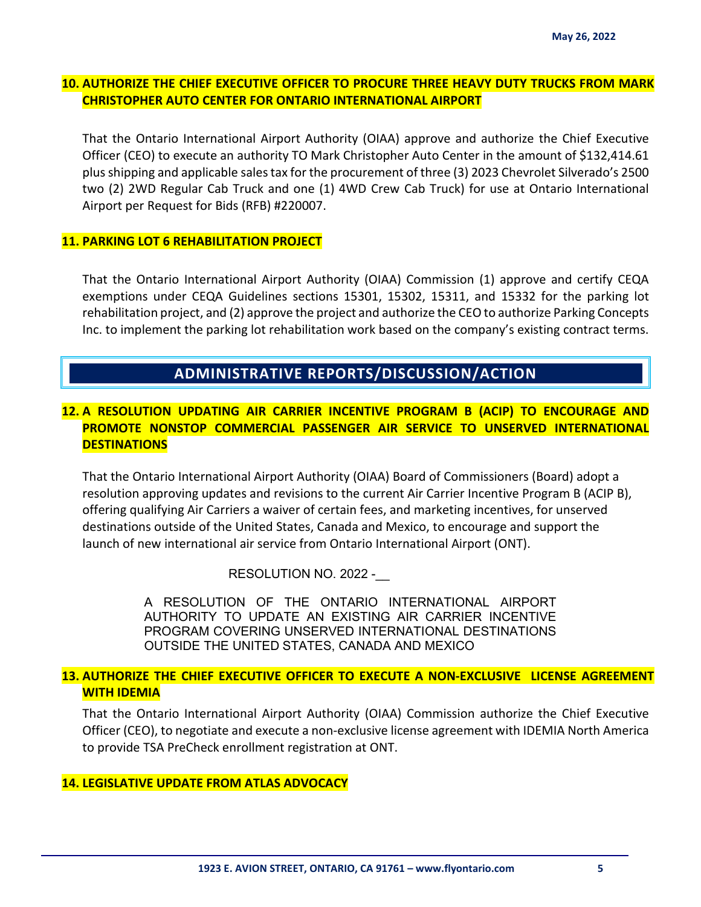**10. AUTHORIZE THE CHIEF EXECUTIVE OFFICER TO PROCURE THREE HEAVY DUTY TRUCKS FROM MARK CHRISTOPHER AUTO CENTER FOR ONTARIO INTERNATIONAL AIRPORT**

That the Ontario International Airport Authority (OIAA) approve and authorize the Chief Executive Officer (CEO) to execute an authority TO Mark Christopher Auto Center in the amount of $132,414.61 plus shipping and applicable sales tax for the procurement of three (3) 2023 Chevrolet Silverado's 2500 two (2) 2WD Regular Cab Truck and one (1) 4WD Crew Cab Truck) for use at Ontario International Airport per Request for Bids (RFB) #220007.

**11. PARKING LOT 6 REHABILITATION PROJECT**

That the Ontario International Airport Authority (OIAA) Commission (1) approve and certify CEQA exemptions under CEQA Guidelines sections 15301, 15302, 15311, and 15332 for the parking lot rehabilitation project, and (2) approve the project and authorize the CEO to authorize Parking Concepts Inc. to implement the parking lot rehabilitation work based on the company's existing contract terms.

## ADMINISTRATIVE REPORTS/DISCUSSION/ACTION

**12. A RESOLUTION UPDATING AIR CARRIER INCENTIVE PROGRAM B (ACIP) TO ENCOURAGE AND PROMOTE NONSTOP COMMERCIAL PASSENGER AIR SERVICE TO UNSERVED INTERNATIONAL DESTINATIONS**

That the Ontario International Airport Authority (OIAA) Board of Commissioners (Board) adopt a resolution approving updates and revisions to the current Air Carrier Incentive Program B (ACIP B), offering qualifying Air Carriers a waiver of certain fees, and marketing incentives, for unserved destinations outside of the United States, Canada and Mexico, to encourage and support the launch of new international air service from Ontario International Airport (ONT).

RESOLUTION NO. 2022 -__

A RESOLUTION OF THE ONTARIO INTERNATIONAL AIRPORT AUTHORITY TO UPDATE AN EXISTING AIR CARRIER INCENTIVE PROGRAM COVERING UNSERVED INTERNATIONAL DESTINATIONS OUTSIDE THE UNITED STATES, CANADA AND MEXICO

**13. AUTHORIZE THE CHIEF EXECUTIVE OFFICER TO EXECUTE A NON-EXCLUSIVE LICENSE AGREEMENT WITH IDEMIA**

That the Ontario International Airport Authority (OIAA) Commission authorize the Chief Executive Officer (CEO), to negotiate and execute a non-exclusive license agreement with IDEMIA North America to provide TSA PreCheck enrollment registration at ONT.

**14. LEGISLATIVE UPDATE FROM ATLAS ADVOCACY**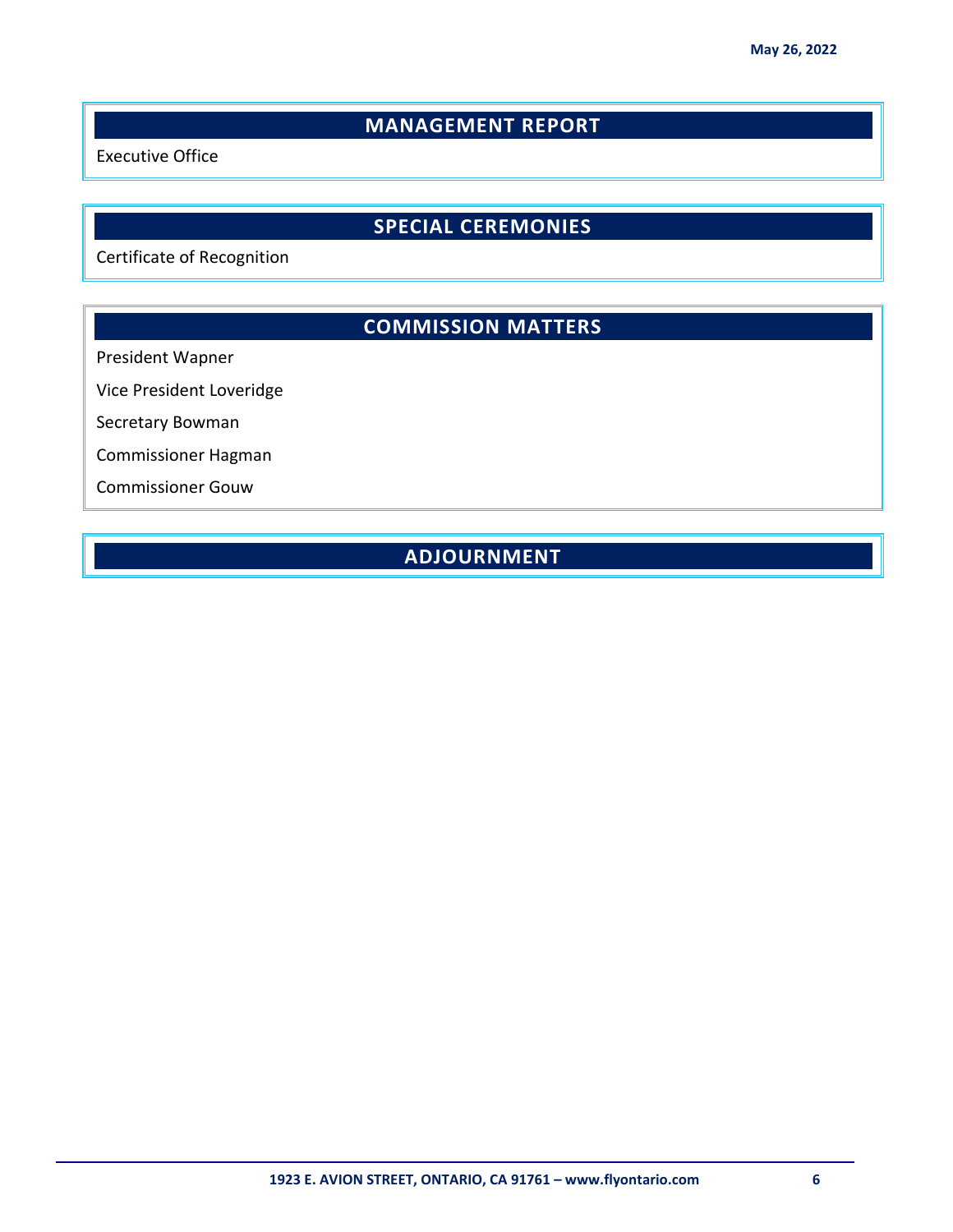## MANAGEMENT REPORT

Executive Office

## SPECIAL CEREMONIES

Certificate of Recognition

## COMMISSION MATTERS

President Wapner

Vice President Loveridge

Secretary Bowman

Commissioner Hagman

Commissioner Gouw

## ADJOURNMENT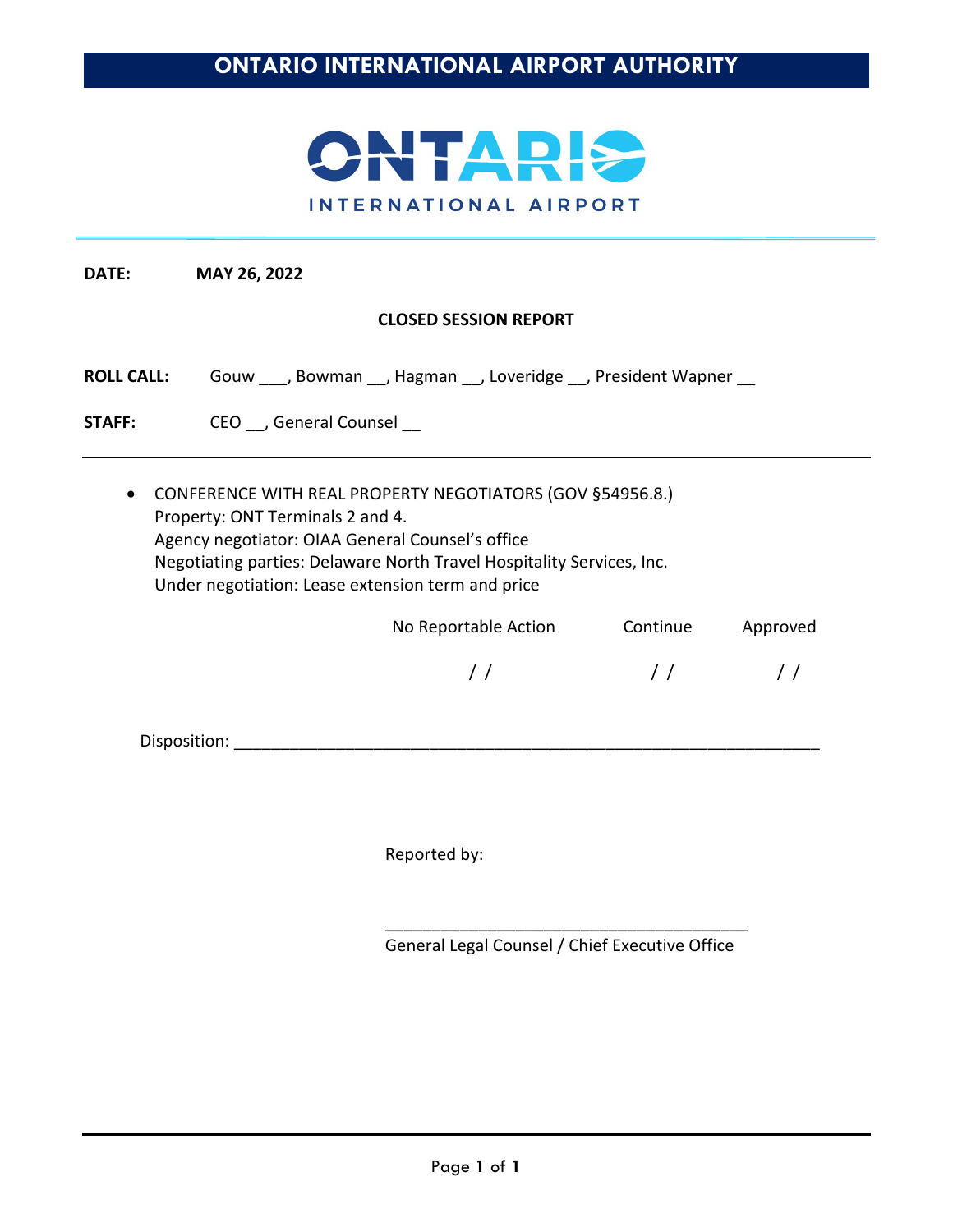# ONTARIO INTERNATIONAL AIRPORT AUTHORITY

ONTARIO
INTERNATIONAL AIRPORT

**DATE:** **MAY 26, 2022**

**CLOSED SESSION REPORT**

**ROLL CALL:** Gouw ___, Bowman __, Hagman __, Loveridge __, President Wapner __

**STAFF:** CEO __, General Counsel __

---

- CONFERENCE WITH REAL PROPERTY NEGOTIATORS (GOV §54956.8.)
  Property: ONT Terminals 2 and 4.
  Agency negotiator: OIAA General Counsel's office
  Negotiating parties: Delaware North Travel Hospitality Services, Inc.
  Under negotiation: Lease extension term and price

| No Reportable Action | Continue | Approved |
|---|---|---|
| / / | / / | / / |

Disposition: ________________________________________________________________

Reported by:

_______________________________________
General Legal Counsel / Chief Executive Office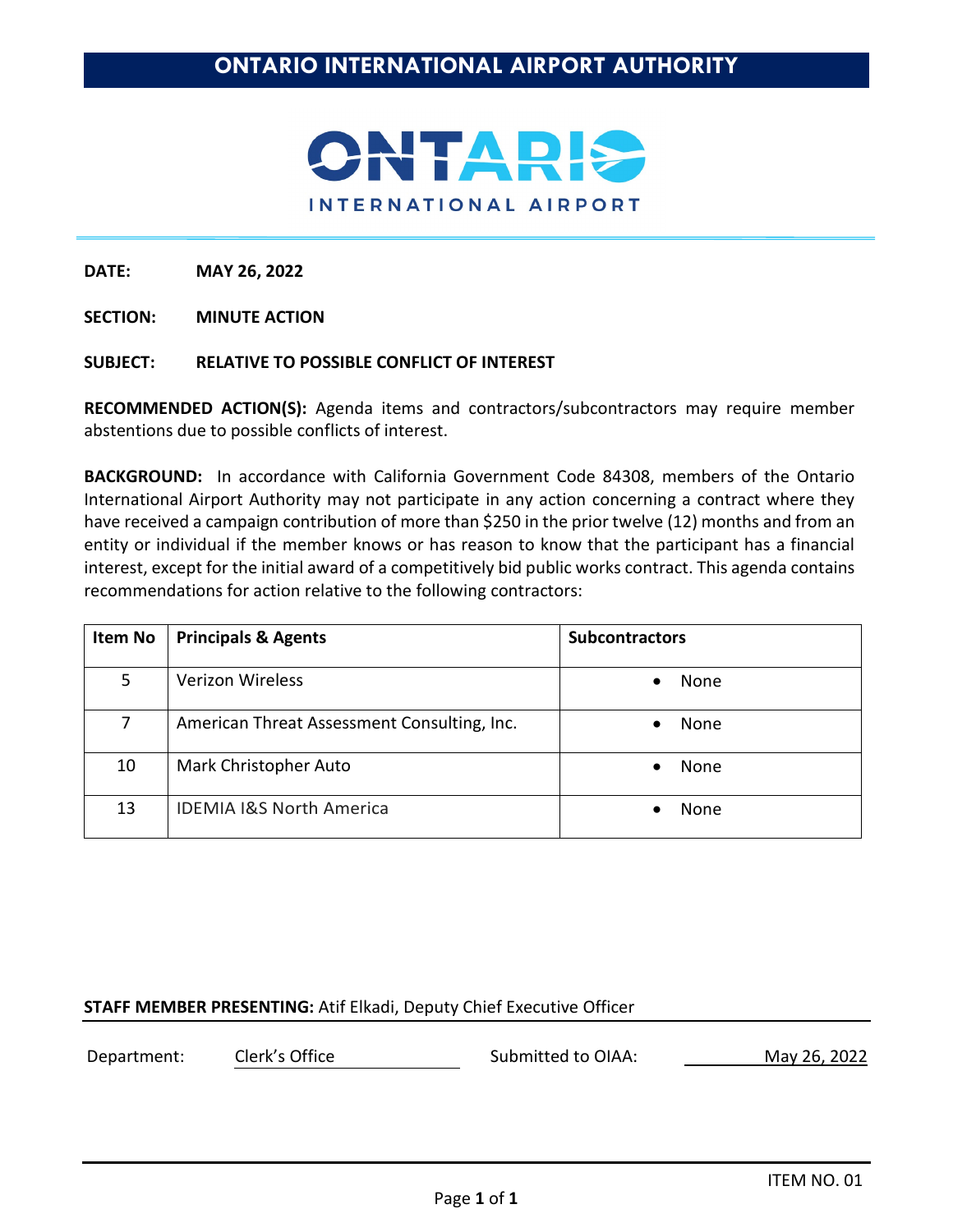# ONTARIO INTERNATIONAL AIRPORT AUTHORITY

ONTARIO INTERNATIONAL AIRPORT

**DATE:** **MAY 26, 2022**

**SECTION:** **MINUTE ACTION**

**SUBJECT:** **RELATIVE TO POSSIBLE CONFLICT OF INTEREST**

**RECOMMENDED ACTION(S):** Agenda items and contractors/subcontractors may require member abstentions due to possible conflicts of interest.

**BACKGROUND:** In accordance with California Government Code 84308, members of the Ontario International Airport Authority may not participate in any action concerning a contract where they have received a campaign contribution of more than $250 in the prior twelve (12) months and from an entity or individual if the member knows or has reason to know that the participant has a financial interest, except for the initial award of a competitively bid public works contract. This agenda contains recommendations for action relative to the following contractors:

| Item No | Principals & Agents | Subcontractors |
|---|---|---|
| 5 | Verizon Wireless | • None |
| 7 | American Threat Assessment Consulting, Inc. | • None |
| 10 | Mark Christopher Auto | • None |
| 13 | IDEMIA I&S North America | • None |

**STAFF MEMBER PRESENTING:** Atif Elkadi, Deputy Chief Executive Officer

Department: Clerk's Office    Submitted to OIAA: May 26, 2022

ITEM NO. 01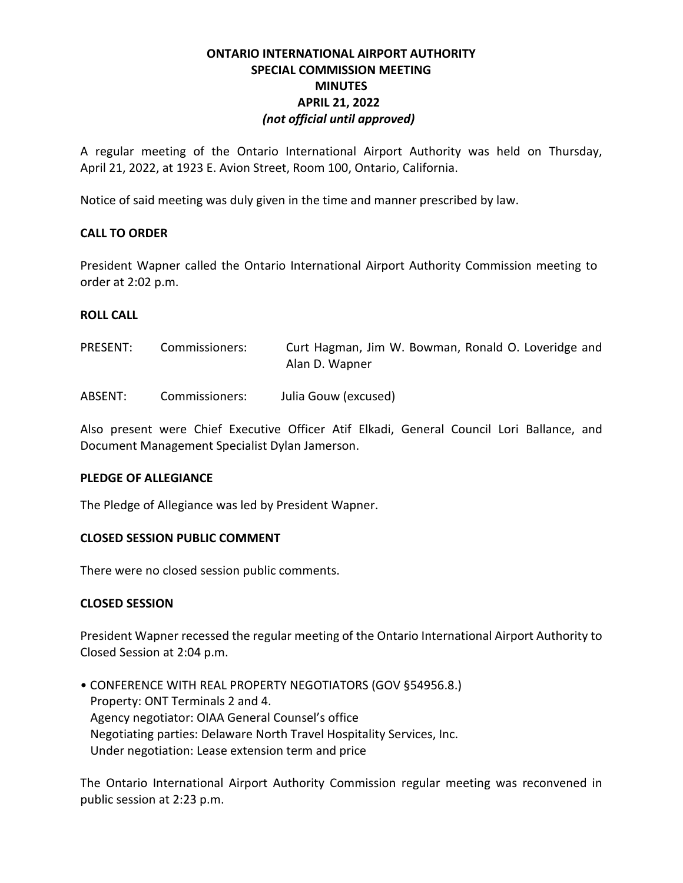# ONTARIO INTERNATIONAL AIRPORT AUTHORITY
## SPECIAL COMMISSION MEETING
## MINUTES
## APRIL 21, 2022
***(not official until approved)***

A regular meeting of the Ontario International Airport Authority was held on Thursday, April 21, 2022, at 1923 E. Avion Street, Room 100, Ontario, California.

Notice of said meeting was duly given in the time and manner prescribed by law.

**CALL TO ORDER**

President Wapner called the Ontario International Airport Authority Commission meeting to order at 2:02 p.m.

**ROLL CALL**

PRESENT: Commissioners: Curt Hagman, Jim W. Bowman, Ronald O. Loveridge and Alan D. Wapner

ABSENT: Commissioners: Julia Gouw (excused)

Also present were Chief Executive Officer Atif Elkadi, General Council Lori Ballance, and Document Management Specialist Dylan Jamerson.

**PLEDGE OF ALLEGIANCE**

The Pledge of Allegiance was led by President Wapner.

**CLOSED SESSION PUBLIC COMMENT**

There were no closed session public comments.

**CLOSED SESSION**

President Wapner recessed the regular meeting of the Ontario International Airport Authority to Closed Session at 2:04 p.m.

- CONFERENCE WITH REAL PROPERTY NEGOTIATORS (GOV §54956.8.)
  Property: ONT Terminals 2 and 4.
  Agency negotiator: OIAA General Counsel's office
  Negotiating parties: Delaware North Travel Hospitality Services, Inc.
  Under negotiation: Lease extension term and price

The Ontario International Airport Authority Commission regular meeting was reconvened in public session at 2:23 p.m.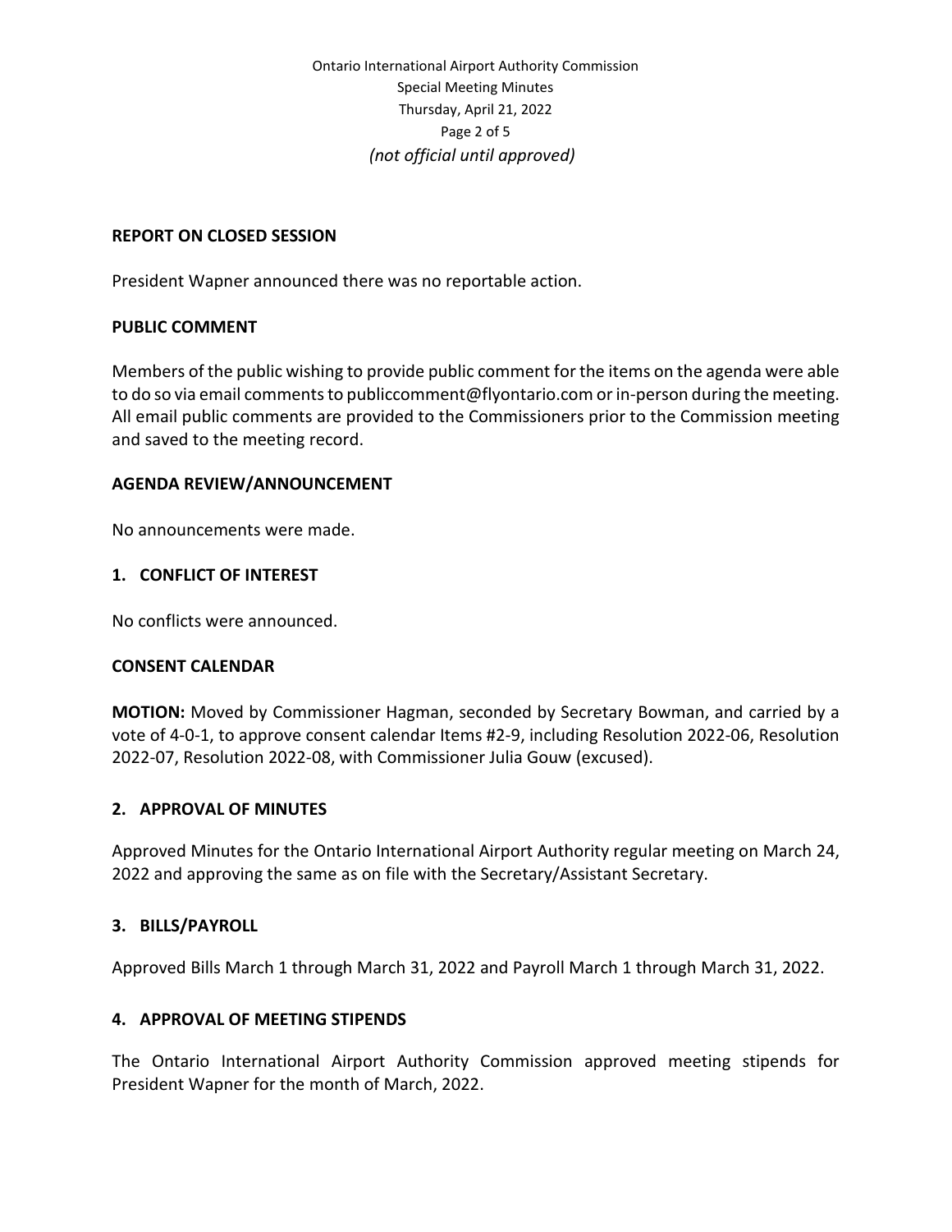## REPORT ON CLOSED SESSION

President Wapner announced there was no reportable action.

## PUBLIC COMMENT

Members of the public wishing to provide public comment for the items on the agenda were able to do so via email comments to publiccomment@flyontario.com or in-person during the meeting. All email public comments are provided to the Commissioners prior to the Commission meeting and saved to the meeting record.

## AGENDA REVIEW/ANNOUNCEMENT

No announcements were made.

## 1. CONFLICT OF INTEREST

No conflicts were announced.

## CONSENT CALENDAR

**MOTION:** Moved by Commissioner Hagman, seconded by Secretary Bowman, and carried by a vote of 4-0-1, to approve consent calendar Items #2-9, including Resolution 2022-06, Resolution 2022-07, Resolution 2022-08, with Commissioner Julia Gouw (excused).

## 2. APPROVAL OF MINUTES

Approved Minutes for the Ontario International Airport Authority regular meeting on March 24, 2022 and approving the same as on file with the Secretary/Assistant Secretary.

## 3. BILLS/PAYROLL

Approved Bills March 1 through March 31, 2022 and Payroll March 1 through March 31, 2022.

## 4. APPROVAL OF MEETING STIPENDS

The Ontario International Airport Authority Commission approved meeting stipends for President Wapner for the month of March, 2022.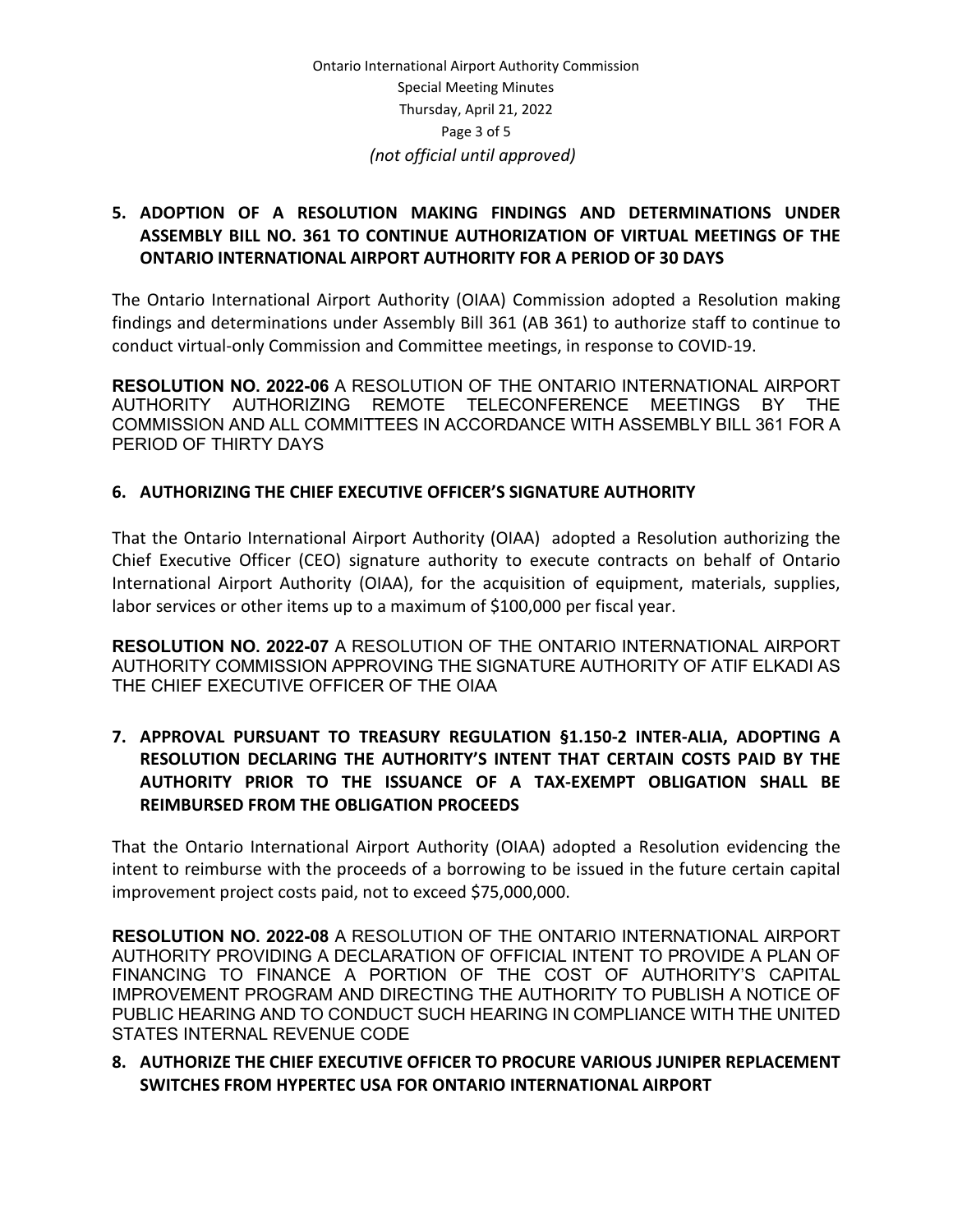**5. ADOPTION OF A RESOLUTION MAKING FINDINGS AND DETERMINATIONS UNDER ASSEMBLY BILL NO. 361 TO CONTINUE AUTHORIZATION OF VIRTUAL MEETINGS OF THE ONTARIO INTERNATIONAL AIRPORT AUTHORITY FOR A PERIOD OF 30 DAYS**

The Ontario International Airport Authority (OIAA) Commission adopted a Resolution making findings and determinations under Assembly Bill 361 (AB 361) to authorize staff to continue to conduct virtual-only Commission and Committee meetings, in response to COVID-19.

**RESOLUTION NO. 2022-06** A RESOLUTION OF THE ONTARIO INTERNATIONAL AIRPORT AUTHORITY AUTHORIZING REMOTE TELECONFERENCE MEETINGS BY THE COMMISSION AND ALL COMMITTEES IN ACCORDANCE WITH ASSEMBLY BILL 361 FOR A PERIOD OF THIRTY DAYS

**6. AUTHORIZING THE CHIEF EXECUTIVE OFFICER'S SIGNATURE AUTHORITY**

That the Ontario International Airport Authority (OIAA) adopted a Resolution authorizing the Chief Executive Officer (CEO) signature authority to execute contracts on behalf of Ontario International Airport Authority (OIAA), for the acquisition of equipment, materials, supplies, labor services or other items up to a maximum of $100,000 per fiscal year.

**RESOLUTION NO. 2022-07** A RESOLUTION OF THE ONTARIO INTERNATIONAL AIRPORT AUTHORITY COMMISSION APPROVING THE SIGNATURE AUTHORITY OF ATIF ELKADI AS THE CHIEF EXECUTIVE OFFICER OF THE OIAA

**7. APPROVAL PURSUANT TO TREASURY REGULATION §1.150-2 INTER-ALIA, ADOPTING A RESOLUTION DECLARING THE AUTHORITY'S INTENT THAT CERTAIN COSTS PAID BY THE AUTHORITY PRIOR TO THE ISSUANCE OF A TAX-EXEMPT OBLIGATION SHALL BE REIMBURSED FROM THE OBLIGATION PROCEEDS**

That the Ontario International Airport Authority (OIAA) adopted a Resolution evidencing the intent to reimburse with the proceeds of a borrowing to be issued in the future certain capital improvement project costs paid, not to exceed $75,000,000.

**RESOLUTION NO. 2022-08** A RESOLUTION OF THE ONTARIO INTERNATIONAL AIRPORT AUTHORITY PROVIDING A DECLARATION OF OFFICIAL INTENT TO PROVIDE A PLAN OF FINANCING TO FINANCE A PORTION OF THE COST OF AUTHORITY'S CAPITAL IMPROVEMENT PROGRAM AND DIRECTING THE AUTHORITY TO PUBLISH A NOTICE OF PUBLIC HEARING AND TO CONDUCT SUCH HEARING IN COMPLIANCE WITH THE UNITED STATES INTERNAL REVENUE CODE

**8. AUTHORIZE THE CHIEF EXECUTIVE OFFICER TO PROCURE VARIOUS JUNIPER REPLACEMENT SWITCHES FROM HYPERTEC USA FOR ONTARIO INTERNATIONAL AIRPORT**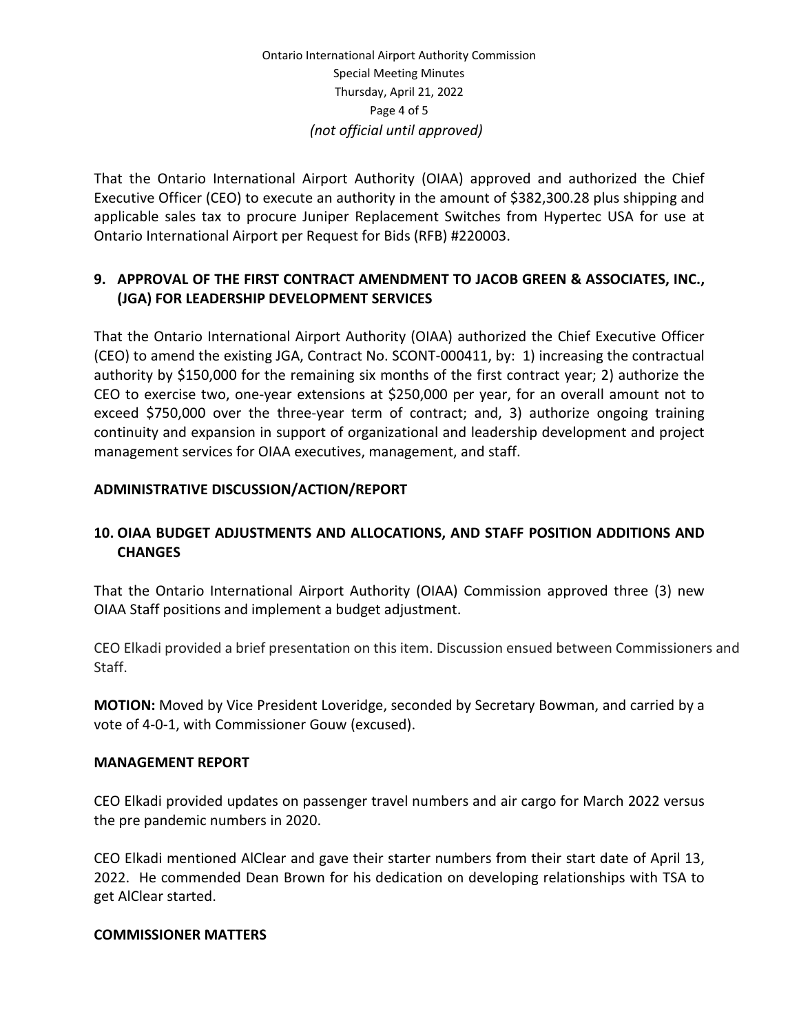That the Ontario International Airport Authority (OIAA) approved and authorized the Chief Executive Officer (CEO) to execute an authority in the amount of $382,300.28 plus shipping and applicable sales tax to procure Juniper Replacement Switches from Hypertec USA for use at Ontario International Airport per Request for Bids (RFB) #220003.

## 9. APPROVAL OF THE FIRST CONTRACT AMENDMENT TO JACOB GREEN & ASSOCIATES, INC., (JGA) FOR LEADERSHIP DEVELOPMENT SERVICES

That the Ontario International Airport Authority (OIAA) authorized the Chief Executive Officer (CEO) to amend the existing JGA, Contract No. SCONT-000411, by: 1) increasing the contractual authority by $150,000 for the remaining six months of the first contract year; 2) authorize the CEO to exercise two, one-year extensions at $250,000 per year, for an overall amount not to exceed $750,000 over the three-year term of contract; and, 3) authorize ongoing training continuity and expansion in support of organizational and leadership development and project management services for OIAA executives, management, and staff.

## ADMINISTRATIVE DISCUSSION/ACTION/REPORT

## 10. OIAA BUDGET ADJUSTMENTS AND ALLOCATIONS, AND STAFF POSITION ADDITIONS AND CHANGES

That the Ontario International Airport Authority (OIAA) Commission approved three (3) new OIAA Staff positions and implement a budget adjustment.

CEO Elkadi provided a brief presentation on this item. Discussion ensued between Commissioners and Staff.

**MOTION:** Moved by Vice President Loveridge, seconded by Secretary Bowman, and carried by a vote of 4-0-1, with Commissioner Gouw (excused).

## MANAGEMENT REPORT

CEO Elkadi provided updates on passenger travel numbers and air cargo for March 2022 versus the pre pandemic numbers in 2020.

CEO Elkadi mentioned AlClear and gave their starter numbers from their start date of April 13, 2022. He commended Dean Brown for his dedication on developing relationships with TSA to get AlClear started.

## COMMISSIONER MATTERS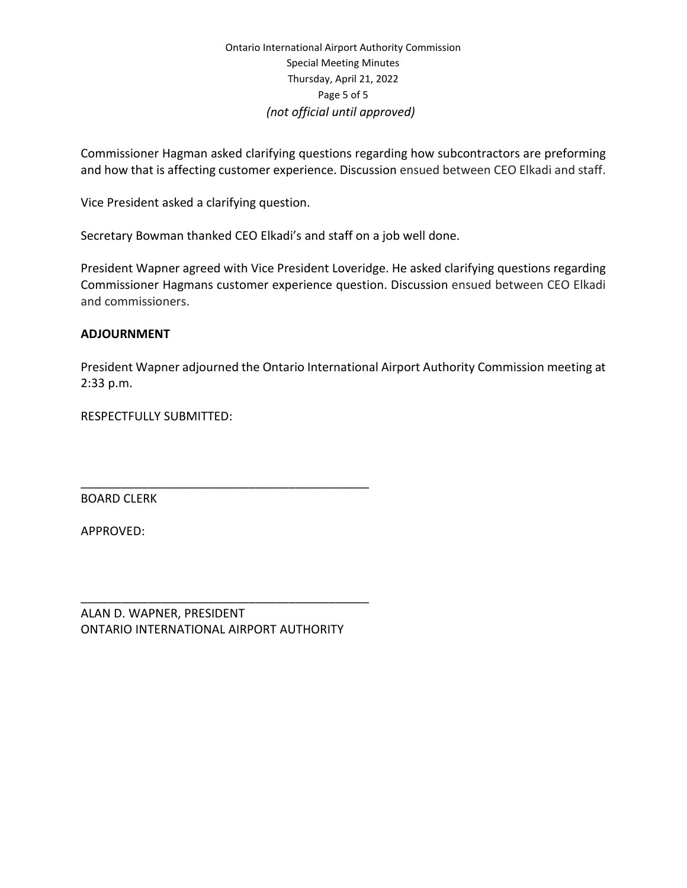Commissioner Hagman asked clarifying questions regarding how subcontractors are preforming and how that is affecting customer experience. Discussion ensued between CEO Elkadi and staff.

Vice President asked a clarifying question.

Secretary Bowman thanked CEO Elkadi's and staff on a job well done.

President Wapner agreed with Vice President Loveridge. He asked clarifying questions regarding Commissioner Hagmans customer experience question. Discussion ensued between CEO Elkadi and commissioners.

**ADJOURNMENT**

President Wapner adjourned the Ontario International Airport Authority Commission meeting at 2:33 p.m.

RESPECTFULLY SUBMITTED:

\_\_\_\_\_\_\_\_\_\_\_\_\_\_\_\_\_\_\_\_\_\_\_\_\_\_\_\_\_\_\_\_\_\_\_\_\_\_\_\_\_\_\_\_

BOARD CLERK

APPROVED:

\_\_\_\_\_\_\_\_\_\_\_\_\_\_\_\_\_\_\_\_\_\_\_\_\_\_\_\_\_\_\_\_\_\_\_\_\_\_\_\_\_\_\_\_

ALAN D. WAPNER, PRESIDENT
ONTARIO INTERNATIONAL AIRPORT AUTHORITY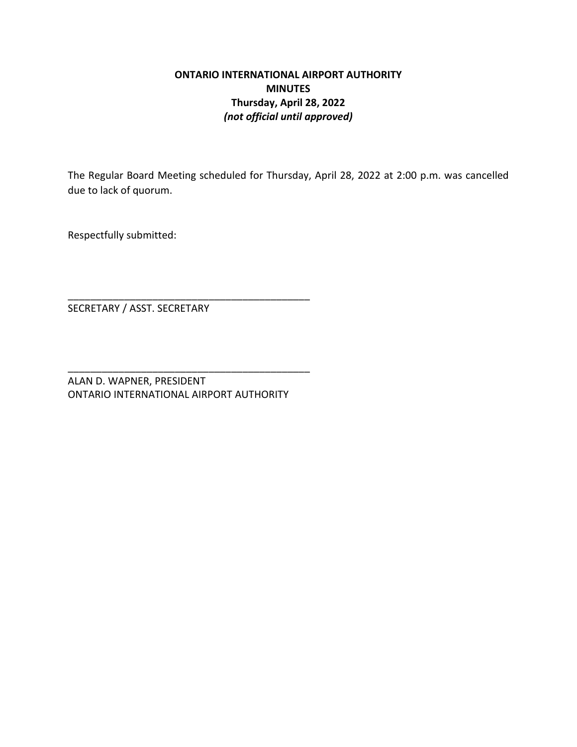**ONTARIO INTERNATIONAL AIRPORT AUTHORITY**
**MINUTES**
**Thursday, April 28, 2022**
***(not official until approved)***

The Regular Board Meeting scheduled for Thursday, April 28, 2022 at 2:00 p.m. was cancelled due to lack of quorum.

Respectfully submitted:

\_\_\_\_\_\_\_\_\_\_\_\_\_\_\_\_\_\_\_\_\_\_\_\_\_\_\_\_\_\_\_\_\_\_\_\_\_\_\_\_\_\_\_\_
SECRETARY / ASST. SECRETARY

\_\_\_\_\_\_\_\_\_\_\_\_\_\_\_\_\_\_\_\_\_\_\_\_\_\_\_\_\_\_\_\_\_\_\_\_\_\_\_\_\_\_\_\_
ALAN D. WAPNER, PRESIDENT
ONTARIO INTERNATIONAL AIRPORT AUTHORITY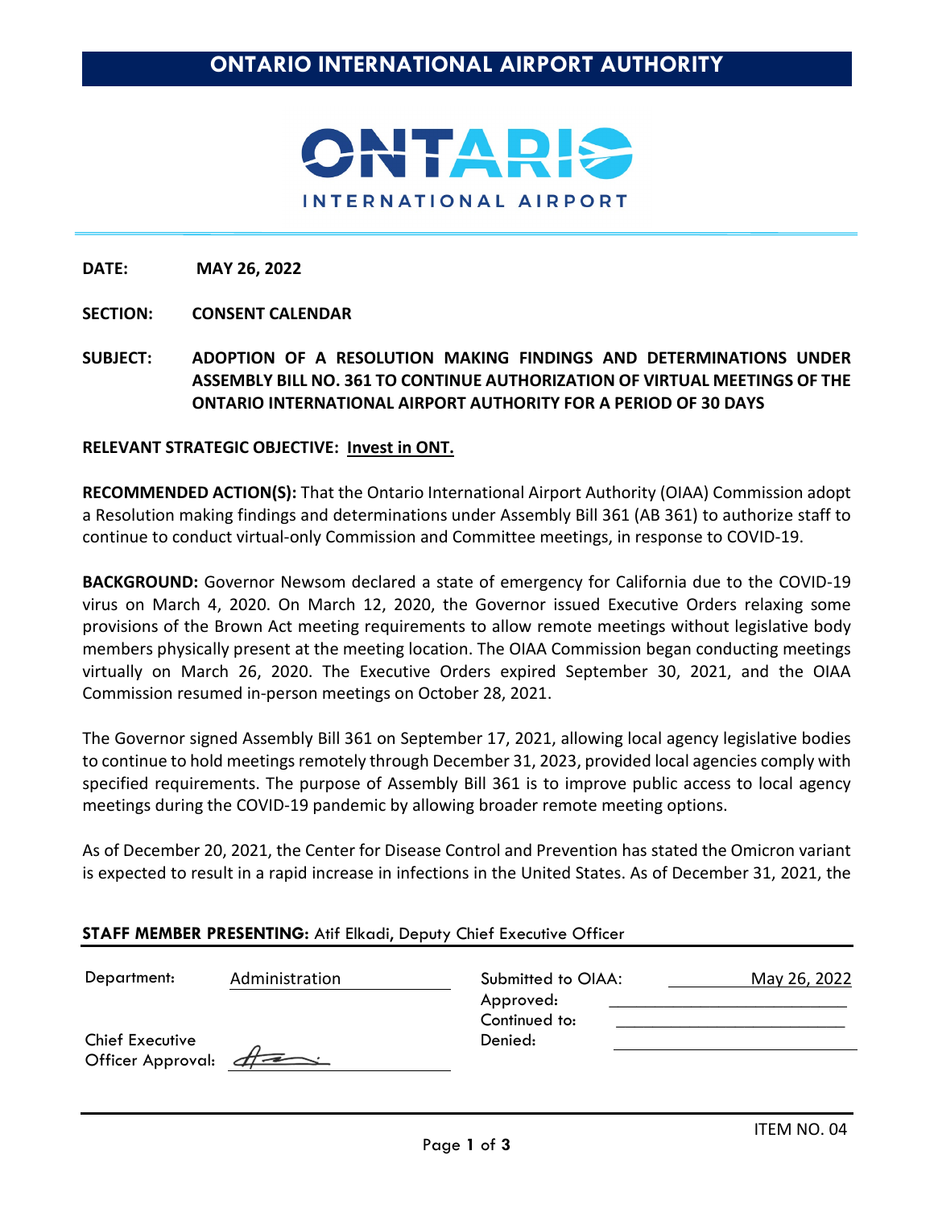# ONTARIO INTERNATIONAL AIRPORT AUTHORITY

ONTARIO INTERNATIONAL AIRPORT

**DATE:** **MAY 26, 2022**

**SECTION:** **CONSENT CALENDAR**

**SUBJECT:** **ADOPTION OF A RESOLUTION MAKING FINDINGS AND DETERMINATIONS UNDER ASSEMBLY BILL NO. 361 TO CONTINUE AUTHORIZATION OF VIRTUAL MEETINGS OF THE ONTARIO INTERNATIONAL AIRPORT AUTHORITY FOR A PERIOD OF 30 DAYS**

**RELEVANT STRATEGIC OBJECTIVE:** **Invest in ONT.**

**RECOMMENDED ACTION(S):** That the Ontario International Airport Authority (OIAA) Commission adopt a Resolution making findings and determinations under Assembly Bill 361 (AB 361) to authorize staff to continue to conduct virtual-only Commission and Committee meetings, in response to COVID-19.

**BACKGROUND:** Governor Newsom declared a state of emergency for California due to the COVID-19 virus on March 4, 2020. On March 12, 2020, the Governor issued Executive Orders relaxing some provisions of the Brown Act meeting requirements to allow remote meetings without legislative body members physically present at the meeting location. The OIAA Commission began conducting meetings virtually on March 26, 2020. The Executive Orders expired September 30, 2021, and the OIAA Commission resumed in-person meetings on October 28, 2021.

The Governor signed Assembly Bill 361 on September 17, 2021, allowing local agency legislative bodies to continue to hold meetings remotely through December 31, 2023, provided local agencies comply with specified requirements. The purpose of Assembly Bill 361 is to improve public access to local agency meetings during the COVID-19 pandemic by allowing broader remote meeting options.

As of December 20, 2021, the Center for Disease Control and Prevention has stated the Omicron variant is expected to result in a rapid increase in infections in the United States. As of December 31, 2021, the

**STAFF MEMBER PRESENTING:** Atif Elkadi, Deputy Chief Executive Officer

| | | | |
|---|---|---|---|
| Department: | Administration | Submitted to OIAA: | May 26, 2022 |
| | | Approved: | |
| | | Continued to: | |
| Chief Executive Officer Approval: | [signature] | Denied: | |

ITEM NO. 04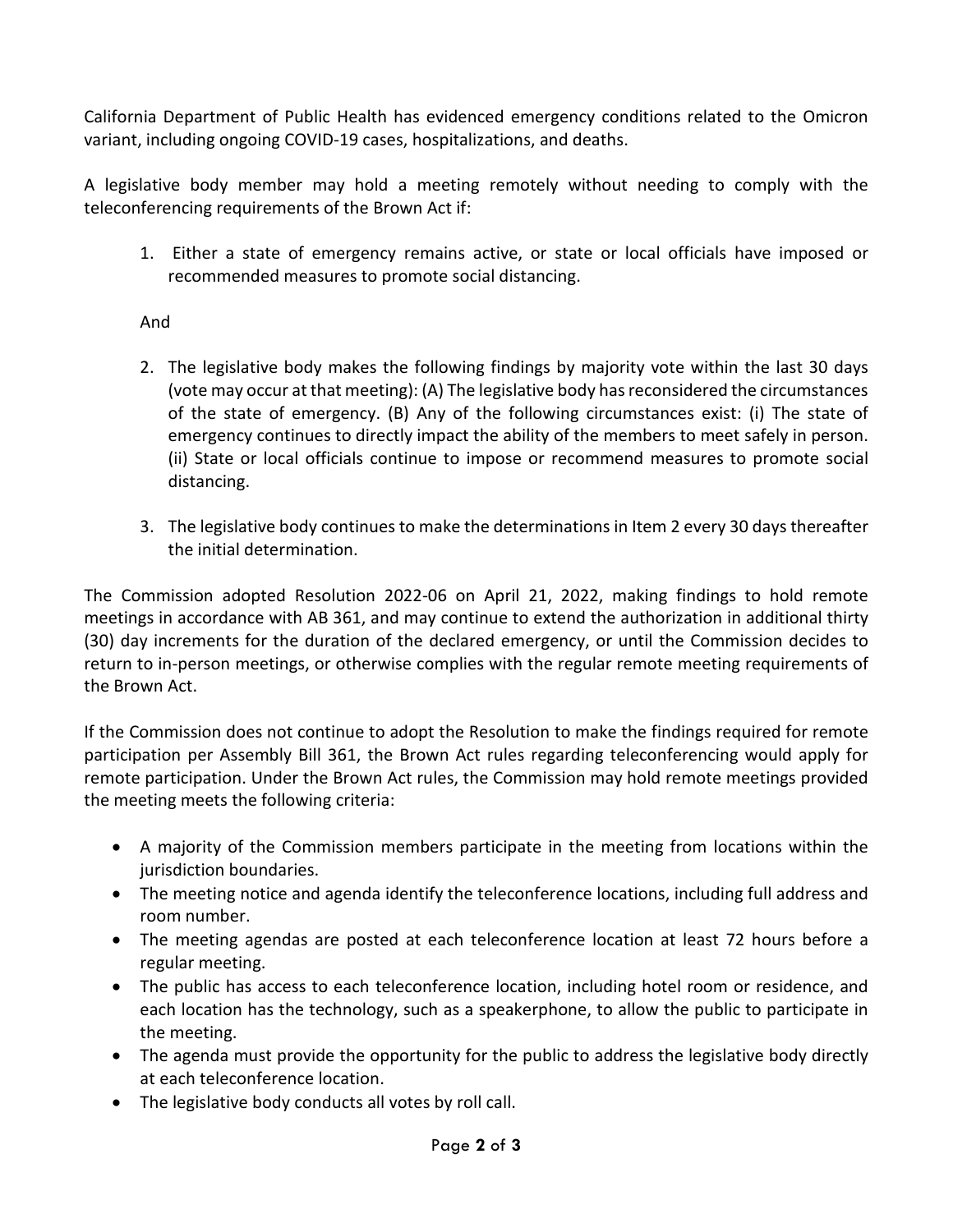California Department of Public Health has evidenced emergency conditions related to the Omicron variant, including ongoing COVID-19 cases, hospitalizations, and deaths.

A legislative body member may hold a meeting remotely without needing to comply with the teleconferencing requirements of the Brown Act if:

1. Either a state of emergency remains active, or state or local officials have imposed or recommended measures to promote social distancing.

   And

2. The legislative body makes the following findings by majority vote within the last 30 days (vote may occur at that meeting): (A) The legislative body has reconsidered the circumstances of the state of emergency. (B) Any of the following circumstances exist: (i) The state of emergency continues to directly impact the ability of the members to meet safely in person. (ii) State or local officials continue to impose or recommend measures to promote social distancing.

3. The legislative body continues to make the determinations in Item 2 every 30 days thereafter the initial determination.

The Commission adopted Resolution 2022-06 on April 21, 2022, making findings to hold remote meetings in accordance with AB 361, and may continue to extend the authorization in additional thirty (30) day increments for the duration of the declared emergency, or until the Commission decides to return to in-person meetings, or otherwise complies with the regular remote meeting requirements of the Brown Act.

If the Commission does not continue to adopt the Resolution to make the findings required for remote participation per Assembly Bill 361, the Brown Act rules regarding teleconferencing would apply for remote participation. Under the Brown Act rules, the Commission may hold remote meetings provided the meeting meets the following criteria:

- A majority of the Commission members participate in the meeting from locations within the jurisdiction boundaries.
- The meeting notice and agenda identify the teleconference locations, including full address and room number.
- The meeting agendas are posted at each teleconference location at least 72 hours before a regular meeting.
- The public has access to each teleconference location, including hotel room or residence, and each location has the technology, such as a speakerphone, to allow the public to participate in the meeting.
- The agenda must provide the opportunity for the public to address the legislative body directly at each teleconference location.
- The legislative body conducts all votes by roll call.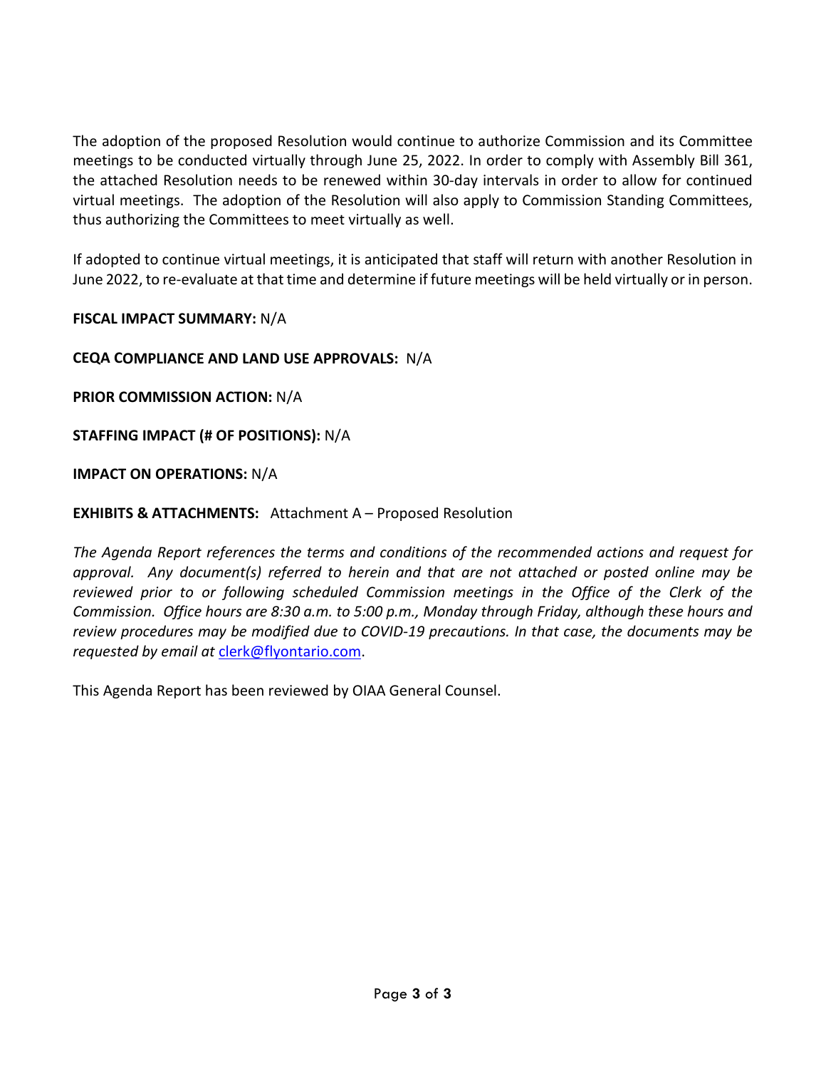The adoption of the proposed Resolution would continue to authorize Commission and its Committee meetings to be conducted virtually through June 25, 2022. In order to comply with Assembly Bill 361, the attached Resolution needs to be renewed within 30-day intervals in order to allow for continued virtual meetings. The adoption of the Resolution will also apply to Commission Standing Committees, thus authorizing the Committees to meet virtually as well.

If adopted to continue virtual meetings, it is anticipated that staff will return with another Resolution in June 2022, to re-evaluate at that time and determine if future meetings will be held virtually or in person.

**FISCAL IMPACT SUMMARY:** N/A

**CEQA COMPLIANCE AND LAND USE APPROVALS:** N/A

**PRIOR COMMISSION ACTION:** N/A

**STAFFING IMPACT (# OF POSITIONS):** N/A

**IMPACT ON OPERATIONS:** N/A

**EXHIBITS & ATTACHMENTS:** Attachment A – Proposed Resolution

*The Agenda Report references the terms and conditions of the recommended actions and request for approval. Any document(s) referred to herein and that are not attached or posted online may be reviewed prior to or following scheduled Commission meetings in the Office of the Clerk of the Commission. Office hours are 8:30 a.m. to 5:00 p.m., Monday through Friday, although these hours and review procedures may be modified due to COVID-19 precautions. In that case, the documents may be requested by email at* clerk@flyontario.com.

This Agenda Report has been reviewed by OIAA General Counsel.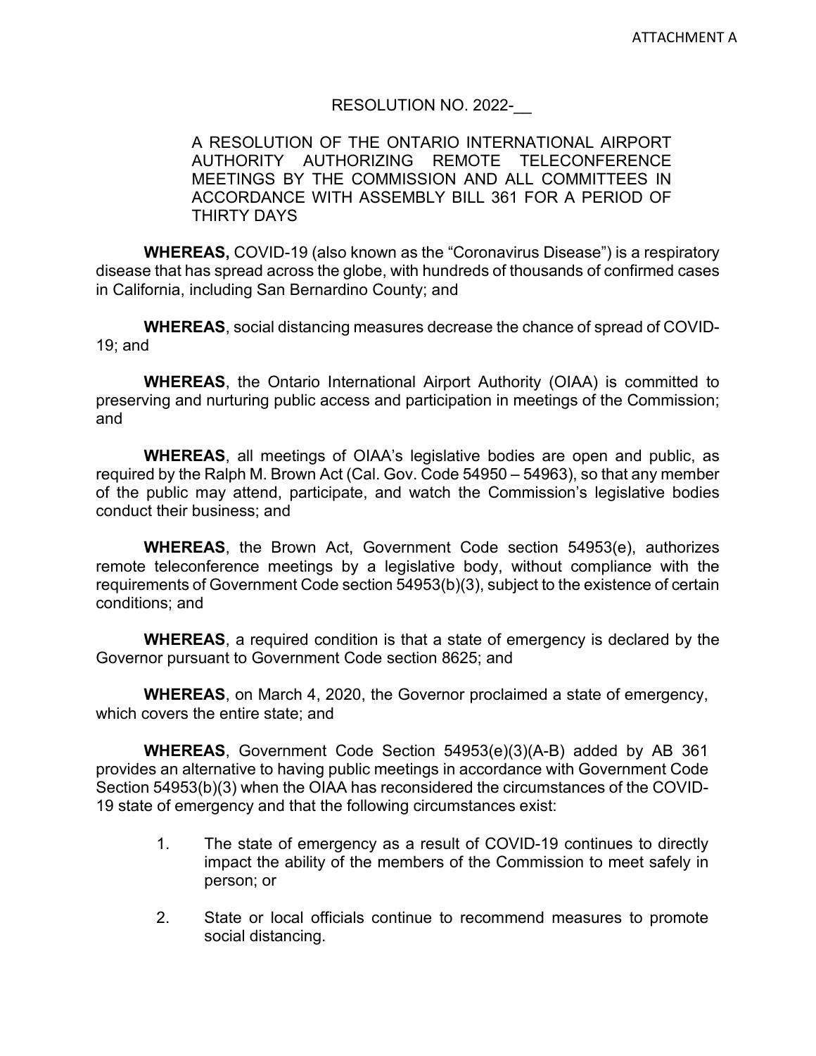ATTACHMENT A

RESOLUTION NO. 2022-__

A RESOLUTION OF THE ONTARIO INTERNATIONAL AIRPORT AUTHORITY AUTHORIZING REMOTE TELECONFERENCE MEETINGS BY THE COMMISSION AND ALL COMMITTEES IN ACCORDANCE WITH ASSEMBLY BILL 361 FOR A PERIOD OF THIRTY DAYS

**WHEREAS,** COVID-19 (also known as the "Coronavirus Disease") is a respiratory disease that has spread across the globe, with hundreds of thousands of confirmed cases in California, including San Bernardino County; and

**WHEREAS**, social distancing measures decrease the chance of spread of COVID-19; and

**WHEREAS**, the Ontario International Airport Authority (OIAA) is committed to preserving and nurturing public access and participation in meetings of the Commission; and

**WHEREAS**, all meetings of OIAA's legislative bodies are open and public, as required by the Ralph M. Brown Act (Cal. Gov. Code 54950 – 54963), so that any member of the public may attend, participate, and watch the Commission's legislative bodies conduct their business; and

**WHEREAS**, the Brown Act, Government Code section 54953(e), authorizes remote teleconference meetings by a legislative body, without compliance with the requirements of Government Code section 54953(b)(3), subject to the existence of certain conditions; and

**WHEREAS**, a required condition is that a state of emergency is declared by the Governor pursuant to Government Code section 8625; and

**WHEREAS**, on March 4, 2020, the Governor proclaimed a state of emergency, which covers the entire state; and

**WHEREAS**, Government Code Section 54953(e)(3)(A-B) added by AB 361 provides an alternative to having public meetings in accordance with Government Code Section 54953(b)(3) when the OIAA has reconsidered the circumstances of the COVID-19 state of emergency and that the following circumstances exist:

1. The state of emergency as a result of COVID-19 continues to directly impact the ability of the members of the Commission to meet safely in person; or

2. State or local officials continue to recommend measures to promote social distancing.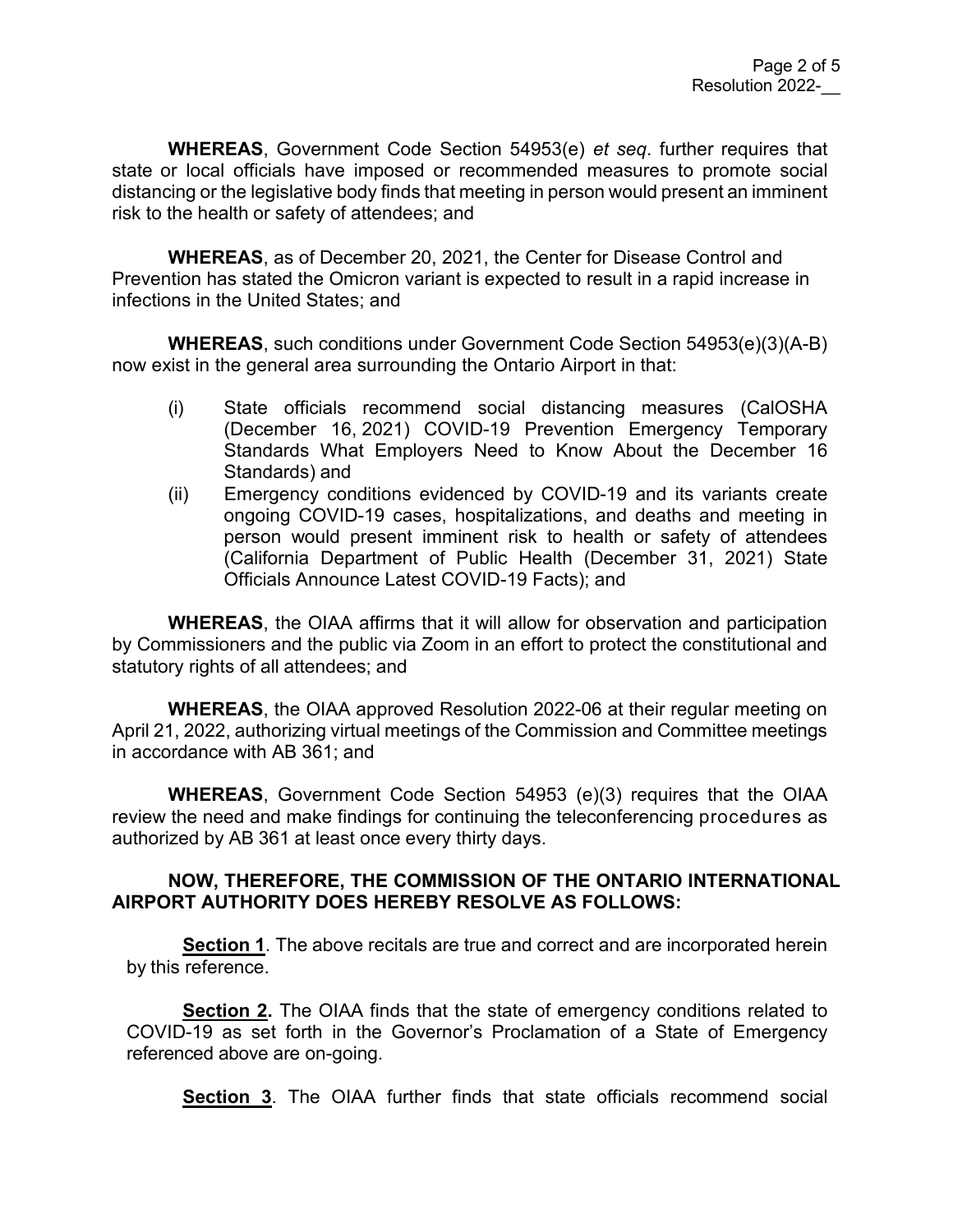**WHEREAS**, Government Code Section 54953(e) *et seq*. further requires that state or local officials have imposed or recommended measures to promote social distancing or the legislative body finds that meeting in person would present an imminent risk to the health or safety of attendees; and

**WHEREAS**, as of December 20, 2021, the Center for Disease Control and Prevention has stated the Omicron variant is expected to result in a rapid increase in infections in the United States; and

**WHEREAS**, such conditions under Government Code Section 54953(e)(3)(A-B) now exist in the general area surrounding the Ontario Airport in that:

(i) State officials recommend social distancing measures (CalOSHA (December 16, 2021) COVID-19 Prevention Emergency Temporary Standards What Employers Need to Know About the December 16 Standards) and

(ii) Emergency conditions evidenced by COVID-19 and its variants create ongoing COVID-19 cases, hospitalizations, and deaths and meeting in person would present imminent risk to health or safety of attendees (California Department of Public Health (December 31, 2021) State Officials Announce Latest COVID-19 Facts); and

**WHEREAS**, the OIAA affirms that it will allow for observation and participation by Commissioners and the public via Zoom in an effort to protect the constitutional and statutory rights of all attendees; and

**WHEREAS**, the OIAA approved Resolution 2022-06 at their regular meeting on April 21, 2022, authorizing virtual meetings of the Commission and Committee meetings in accordance with AB 361; and

**WHEREAS**, Government Code Section 54953 (e)(3) requires that the OIAA review the need and make findings for continuing the teleconferencing procedures as authorized by AB 361 at least once every thirty days.

**NOW, THEREFORE, THE COMMISSION OF THE ONTARIO INTERNATIONAL AIRPORT AUTHORITY DOES HEREBY RESOLVE AS FOLLOWS:**

**Section 1**. The above recitals are true and correct and are incorporated herein by this reference.

**Section 2.** The OIAA finds that the state of emergency conditions related to COVID-19 as set forth in the Governor's Proclamation of a State of Emergency referenced above are on-going.

**Section 3**. The OIAA further finds that state officials recommend social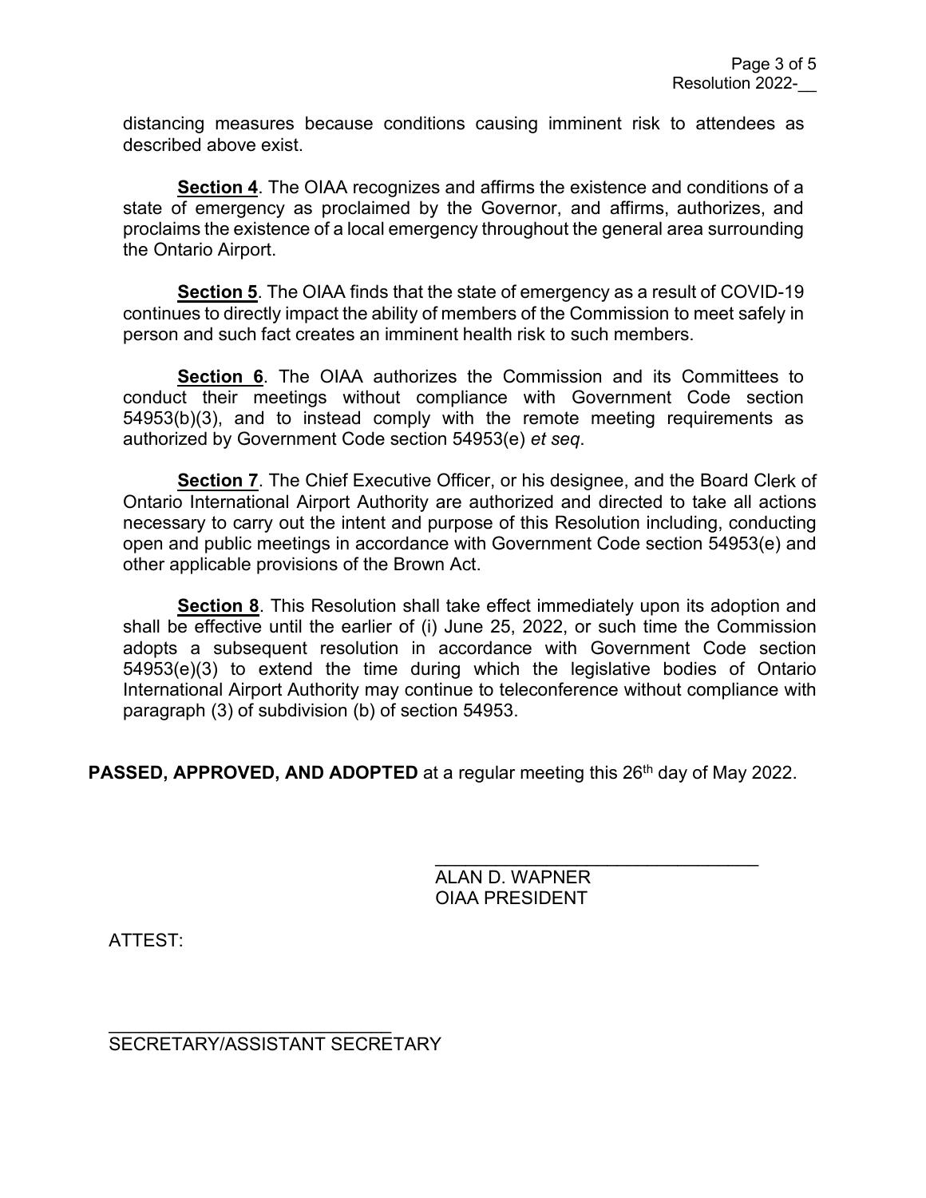distancing measures because conditions causing imminent risk to attendees as described above exist.

**Section 4**. The OIAA recognizes and affirms the existence and conditions of a state of emergency as proclaimed by the Governor, and affirms, authorizes, and proclaims the existence of a local emergency throughout the general area surrounding the Ontario Airport.

**Section 5**. The OIAA finds that the state of emergency as a result of COVID-19 continues to directly impact the ability of members of the Commission to meet safely in person and such fact creates an imminent health risk to such members.

**Section 6**. The OIAA authorizes the Commission and its Committees to conduct their meetings without compliance with Government Code section 54953(b)(3), and to instead comply with the remote meeting requirements as authorized by Government Code section 54953(e) *et seq*.

**Section 7**. The Chief Executive Officer, or his designee, and the Board Clerk of Ontario International Airport Authority are authorized and directed to take all actions necessary to carry out the intent and purpose of this Resolution including, conducting open and public meetings in accordance with Government Code section 54953(e) and other applicable provisions of the Brown Act.

**Section 8**. This Resolution shall take effect immediately upon its adoption and shall be effective until the earlier of (i) June 25, 2022, or such time the Commission adopts a subsequent resolution in accordance with Government Code section 54953(e)(3) to extend the time during which the legislative bodies of Ontario International Airport Authority may continue to teleconference without compliance with paragraph (3) of subdivision (b) of section 54953.

**PASSED, APPROVED, AND ADOPTED** at a regular meeting this 26th day of May 2022.

\_\_\_\_\_\_\_\_\_\_\_\_\_\_\_\_\_\_\_\_\_\_\_\_\_\_\_\_\_\_\_\_
ALAN D. WAPNER
OIAA PRESIDENT

ATTEST:

\_\_\_\_\_\_\_\_\_\_\_\_\_\_\_\_\_\_\_\_\_\_\_\_\_\_\_\_\_\_
SECRETARY/ASSISTANT SECRETARY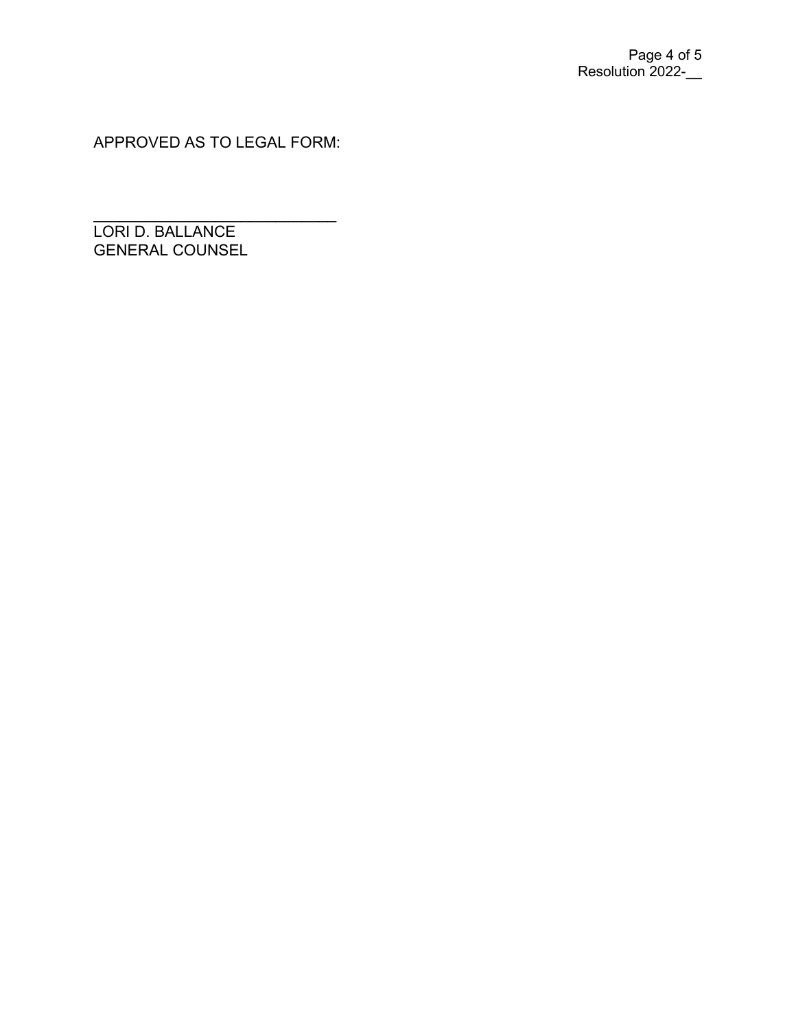APPROVED AS TO LEGAL FORM:

______________________________
LORI D. BALLANCE
GENERAL COUNSEL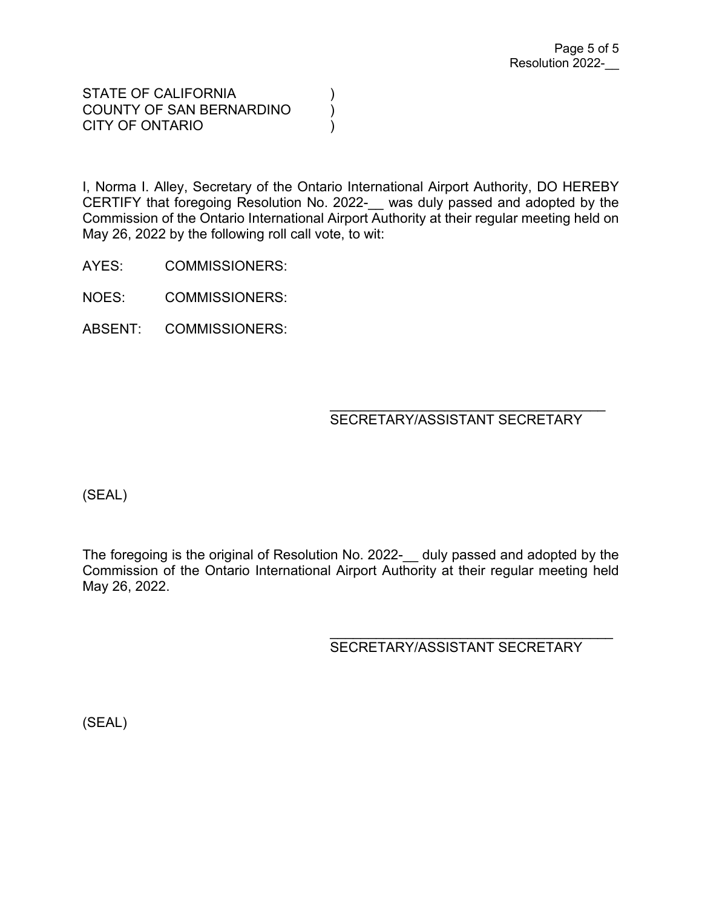STATE OF CALIFORNIA )
COUNTY OF SAN BERNARDINO )
CITY OF ONTARIO )

I, Norma I. Alley, Secretary of the Ontario International Airport Authority, DO HEREBY CERTIFY that foregoing Resolution No. 2022-__ was duly passed and adopted by the Commission of the Ontario International Airport Authority at their regular meeting held on May 26, 2022 by the following roll call vote, to wit:

AYES: COMMISSIONERS:

NOES: COMMISSIONERS:

ABSENT: COMMISSIONERS:

\_\_\_\_\_\_\_\_\_\_\_\_\_\_\_\_\_\_\_\_\_\_\_\_\_\_\_\_\_\_\_\_\_\_\_\_
SECRETARY/ASSISTANT SECRETARY

(SEAL)

The foregoing is the original of Resolution No. 2022-__ duly passed and adopted by the Commission of the Ontario International Airport Authority at their regular meeting held May 26, 2022.

\_\_\_\_\_\_\_\_\_\_\_\_\_\_\_\_\_\_\_\_\_\_\_\_\_\_\_\_\_\_\_\_\_\_\_\_
SECRETARY/ASSISTANT SECRETARY

(SEAL)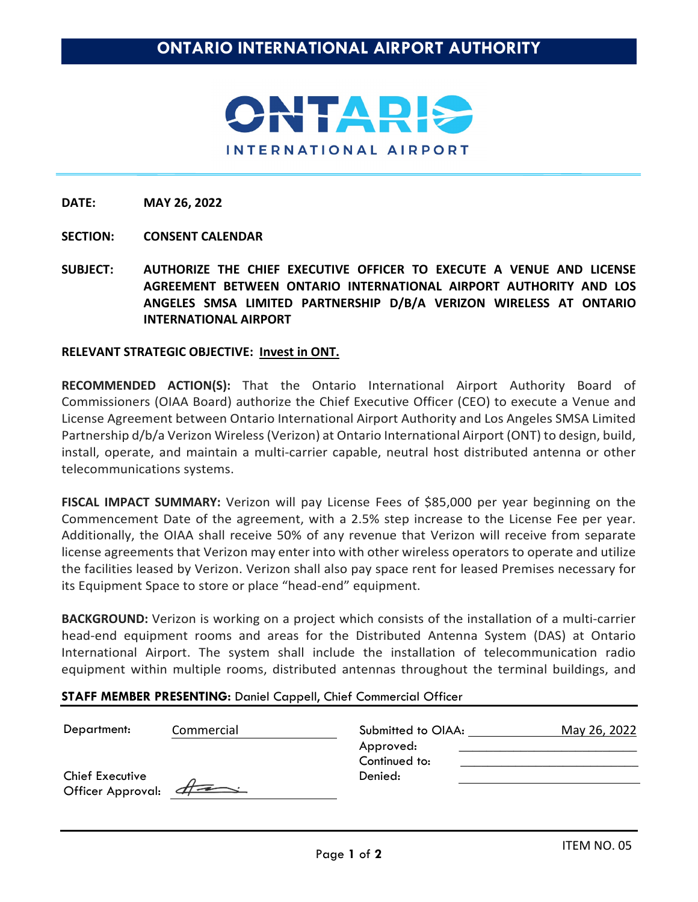# ONTARIO INTERNATIONAL AIRPORT AUTHORITY

ONTARIO
INTERNATIONAL AIRPORT

**DATE:** **MAY 26, 2022**

**SECTION:** **CONSENT CALENDAR**

**SUBJECT:** **AUTHORIZE THE CHIEF EXECUTIVE OFFICER TO EXECUTE A VENUE AND LICENSE AGREEMENT BETWEEN ONTARIO INTERNATIONAL AIRPORT AUTHORITY AND LOS ANGELES SMSA LIMITED PARTNERSHIP D/B/A VERIZON WIRELESS AT ONTARIO INTERNATIONAL AIRPORT**

**RELEVANT STRATEGIC OBJECTIVE:** **Invest in ONT.**

**RECOMMENDED ACTION(S):** That the Ontario International Airport Authority Board of Commissioners (OIAA Board) authorize the Chief Executive Officer (CEO) to execute a Venue and License Agreement between Ontario International Airport Authority and Los Angeles SMSA Limited Partnership d/b/a Verizon Wireless (Verizon) at Ontario International Airport (ONT) to design, build, install, operate, and maintain a multi-carrier capable, neutral host distributed antenna or other telecommunications systems.

**FISCAL IMPACT SUMMARY:** Verizon will pay License Fees of $85,000 per year beginning on the Commencement Date of the agreement, with a 2.5% step increase to the License Fee per year. Additionally, the OIAA shall receive 50% of any revenue that Verizon will receive from separate license agreements that Verizon may enter into with other wireless operators to operate and utilize the facilities leased by Verizon. Verizon shall also pay space rent for leased Premises necessary for its Equipment Space to store or place "head-end" equipment.

**BACKGROUND:** Verizon is working on a project which consists of the installation of a multi-carrier head-end equipment rooms and areas for the Distributed Antenna System (DAS) at Ontario International Airport. The system shall include the installation of telecommunication radio equipment within multiple rooms, distributed antennas throughout the terminal buildings, and

**STAFF MEMBER PRESENTING:** Daniel Cappell, Chief Commercial Officer

| | | | |
|---|---|---|---|
| Department: | Commercial | Submitted to OIAA: | May 26, 2022 |
| | | Approved: | |
| | | Continued to: | |
| Chief Executive Officer Approval: | [signature] | Denied: | |

ITEM NO. 05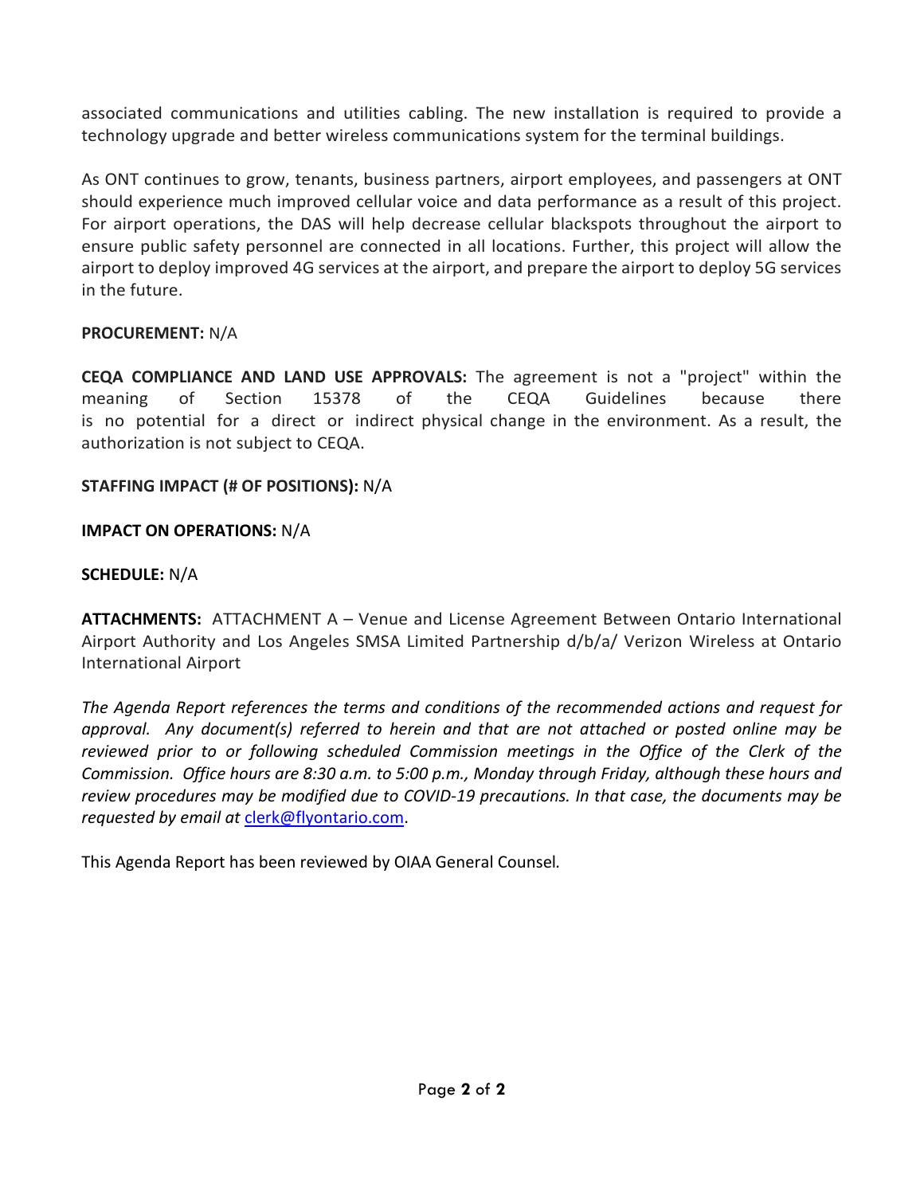associated communications and utilities cabling. The new installation is required to provide a technology upgrade and better wireless communications system for the terminal buildings.

As ONT continues to grow, tenants, business partners, airport employees, and passengers at ONT should experience much improved cellular voice and data performance as a result of this project. For airport operations, the DAS will help decrease cellular blackspots throughout the airport to ensure public safety personnel are connected in all locations. Further, this project will allow the airport to deploy improved 4G services at the airport, and prepare the airport to deploy 5G services in the future.

**PROCUREMENT:** N/A

**CEQA COMPLIANCE AND LAND USE APPROVALS:** The agreement is not a "project" within the meaning of Section 15378 of the CEQA Guidelines because there is no potential for a direct or indirect physical change in the environment. As a result, the authorization is not subject to CEQA.

**STAFFING IMPACT (# OF POSITIONS):** N/A

**IMPACT ON OPERATIONS:** N/A

**SCHEDULE:** N/A

**ATTACHMENTS:** ATTACHMENT A – Venue and License Agreement Between Ontario International Airport Authority and Los Angeles SMSA Limited Partnership d/b/a/ Verizon Wireless at Ontario International Airport

*The Agenda Report references the terms and conditions of the recommended actions and request for approval. Any document(s) referred to herein and that are not attached or posted online may be reviewed prior to or following scheduled Commission meetings in the Office of the Clerk of the Commission. Office hours are 8:30 a.m. to 5:00 p.m., Monday through Friday, although these hours and review procedures may be modified due to COVID-19 precautions. In that case, the documents may be requested by email at* clerk@flyontario.com.

This Agenda Report has been reviewed by OIAA General Counsel.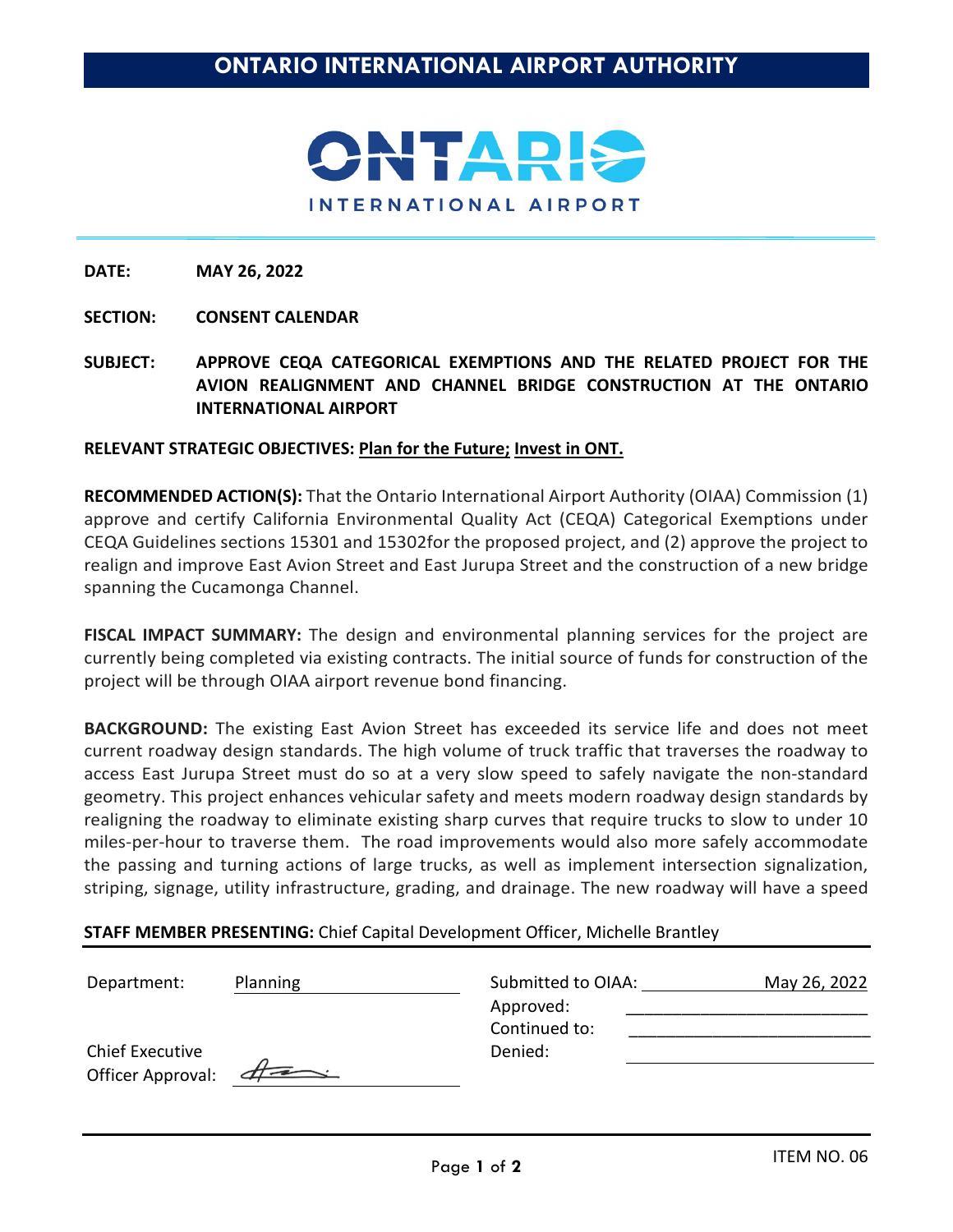# ONTARIO INTERNATIONAL AIRPORT AUTHORITY

ONTARIO INTERNATIONAL AIRPORT

**DATE:** **MAY 26, 2022**

**SECTION:** **CONSENT CALENDAR**

**SUBJECT:** **APPROVE CEQA CATEGORICAL EXEMPTIONS AND THE RELATED PROJECT FOR THE AVION REALIGNMENT AND CHANNEL BRIDGE CONSTRUCTION AT THE ONTARIO INTERNATIONAL AIRPORT**

**RELEVANT STRATEGIC OBJECTIVES:** **Plan for the Future; Invest in ONT.**

**RECOMMENDED ACTION(S):** That the Ontario International Airport Authority (OIAA) Commission (1) approve and certify California Environmental Quality Act (CEQA) Categorical Exemptions under CEQA Guidelines sections 15301 and 15302for the proposed project, and (2) approve the project to realign and improve East Avion Street and East Jurupa Street and the construction of a new bridge spanning the Cucamonga Channel.

**FISCAL IMPACT SUMMARY:** The design and environmental planning services for the project are currently being completed via existing contracts. The initial source of funds for construction of the project will be through OIAA airport revenue bond financing.

**BACKGROUND:** The existing East Avion Street has exceeded its service life and does not meet current roadway design standards. The high volume of truck traffic that traverses the roadway to access East Jurupa Street must do so at a very slow speed to safely navigate the non-standard geometry. This project enhances vehicular safety and meets modern roadway design standards by realigning the roadway to eliminate existing sharp curves that require trucks to slow to under 10 miles-per-hour to traverse them. The road improvements would also more safely accommodate the passing and turning actions of large trucks, as well as implement intersection signalization, striping, signage, utility infrastructure, grading, and drainage. The new roadway will have a speed

**STAFF MEMBER PRESENTING:** Chief Capital Development Officer, Michelle Brantley

| | | | |
|---|---|---|---|
| Department: | Planning | Submitted to OIAA: | May 26, 2022 |
| | | Approved: | |
| | | Continued to: | |
| Chief Executive Officer Approval: | [signature] | Denied: | |

ITEM NO. 06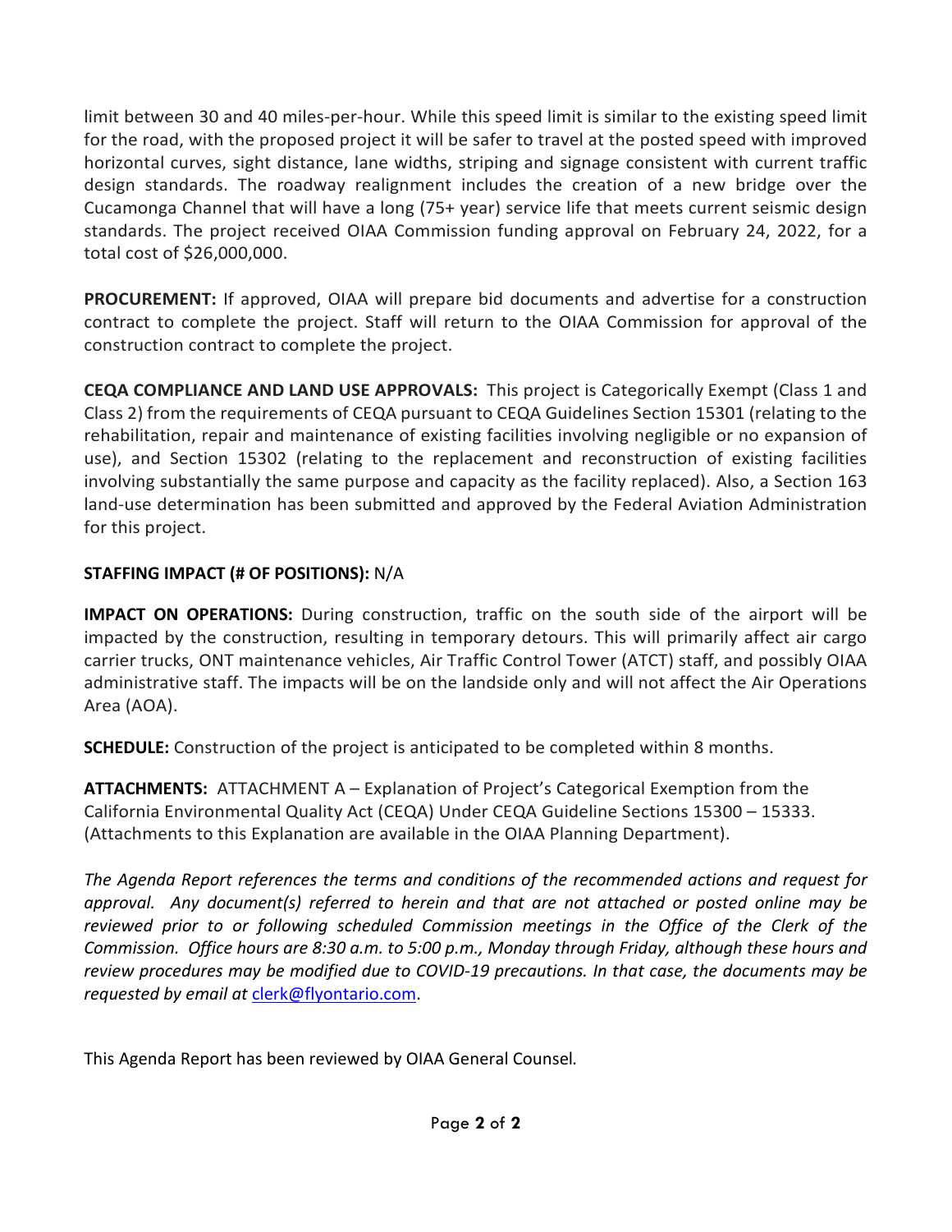limit between 30 and 40 miles-per-hour. While this speed limit is similar to the existing speed limit for the road, with the proposed project it will be safer to travel at the posted speed with improved horizontal curves, sight distance, lane widths, striping and signage consistent with current traffic design standards. The roadway realignment includes the creation of a new bridge over the Cucamonga Channel that will have a long (75+ year) service life that meets current seismic design standards. The project received OIAA Commission funding approval on February 24, 2022, for a total cost of $26,000,000.

**PROCUREMENT:** If approved, OIAA will prepare bid documents and advertise for a construction contract to complete the project. Staff will return to the OIAA Commission for approval of the construction contract to complete the project.

**CEQA COMPLIANCE AND LAND USE APPROVALS:** This project is Categorically Exempt (Class 1 and Class 2) from the requirements of CEQA pursuant to CEQA Guidelines Section 15301 (relating to the rehabilitation, repair and maintenance of existing facilities involving negligible or no expansion of use), and Section 15302 (relating to the replacement and reconstruction of existing facilities involving substantially the same purpose and capacity as the facility replaced). Also, a Section 163 land-use determination has been submitted and approved by the Federal Aviation Administration for this project.

**STAFFING IMPACT (# OF POSITIONS):** N/A

**IMPACT ON OPERATIONS:** During construction, traffic on the south side of the airport will be impacted by the construction, resulting in temporary detours. This will primarily affect air cargo carrier trucks, ONT maintenance vehicles, Air Traffic Control Tower (ATCT) staff, and possibly OIAA administrative staff. The impacts will be on the landside only and will not affect the Air Operations Area (AOA).

**SCHEDULE:** Construction of the project is anticipated to be completed within 8 months.

**ATTACHMENTS:** ATTACHMENT A – Explanation of Project's Categorical Exemption from the California Environmental Quality Act (CEQA) Under CEQA Guideline Sections 15300 – 15333. (Attachments to this Explanation are available in the OIAA Planning Department).

*The Agenda Report references the terms and conditions of the recommended actions and request for approval. Any document(s) referred to herein and that are not attached or posted online may be reviewed prior to or following scheduled Commission meetings in the Office of the Clerk of the Commission. Office hours are 8:30 a.m. to 5:00 p.m., Monday through Friday, although these hours and review procedures may be modified due to COVID-19 precautions. In that case, the documents may be requested by email at* clerk@flyontario.com.

This Agenda Report has been reviewed by OIAA General Counsel.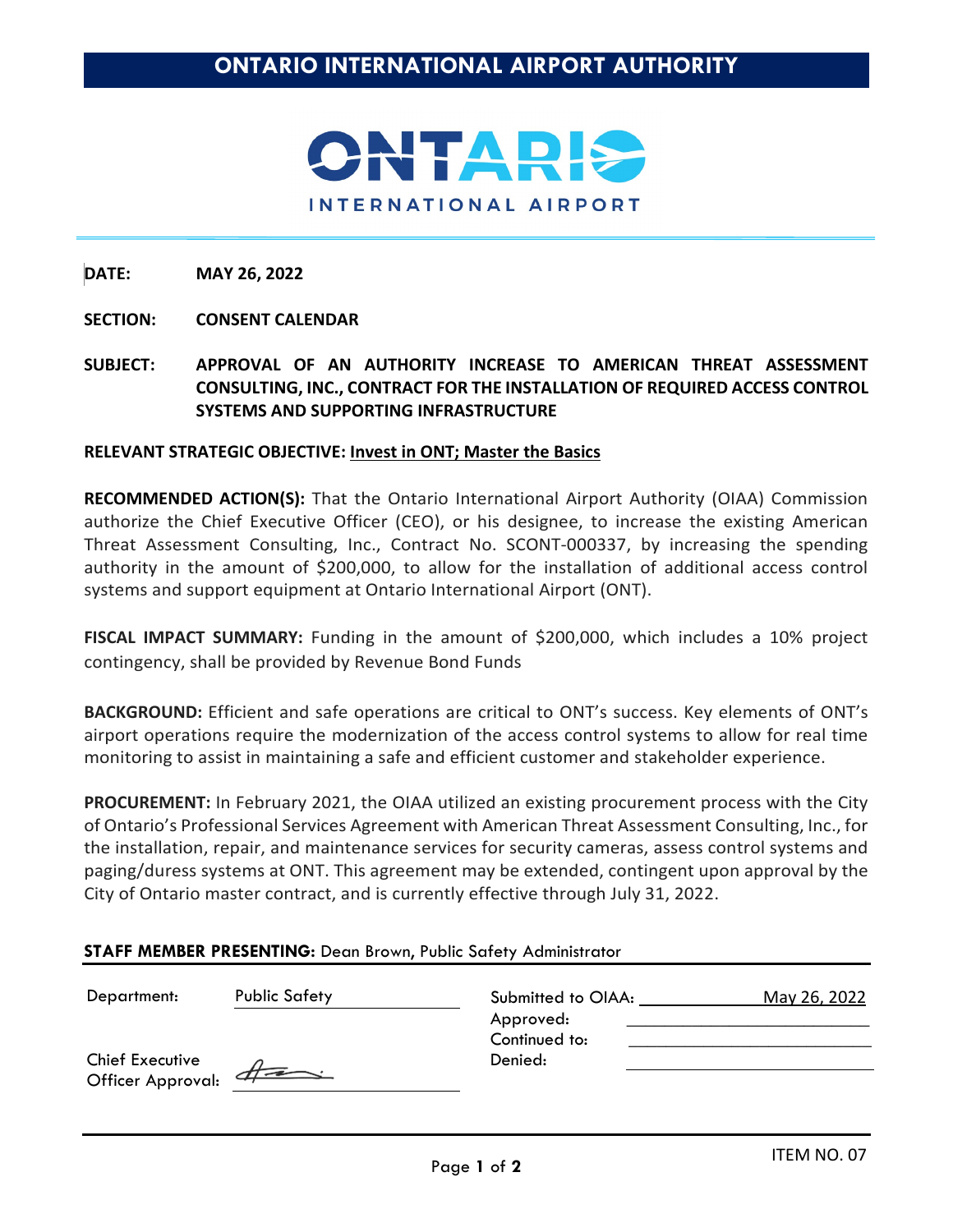# ONTARIO INTERNATIONAL AIRPORT AUTHORITY

ONTARIO
INTERNATIONAL AIRPORT

**DATE:** **MAY 26, 2022**

**SECTION:** **CONSENT CALENDAR**

**SUBJECT:** **APPROVAL OF AN AUTHORITY INCREASE TO AMERICAN THREAT ASSESSMENT CONSULTING, INC., CONTRACT FOR THE INSTALLATION OF REQUIRED ACCESS CONTROL SYSTEMS AND SUPPORTING INFRASTRUCTURE**

**RELEVANT STRATEGIC OBJECTIVE: Invest in ONT; Master the Basics**

**RECOMMENDED ACTION(S):** That the Ontario International Airport Authority (OIAA) Commission authorize the Chief Executive Officer (CEO), or his designee, to increase the existing American Threat Assessment Consulting, Inc., Contract No. SCONT-000337, by increasing the spending authority in the amount of $200,000, to allow for the installation of additional access control systems and support equipment at Ontario International Airport (ONT).

**FISCAL IMPACT SUMMARY:** Funding in the amount of $200,000, which includes a 10% project contingency, shall be provided by Revenue Bond Funds

**BACKGROUND:** Efficient and safe operations are critical to ONT's success. Key elements of ONT's airport operations require the modernization of the access control systems to allow for real time monitoring to assist in maintaining a safe and efficient customer and stakeholder experience.

**PROCUREMENT:** In February 2021, the OIAA utilized an existing procurement process with the City of Ontario's Professional Services Agreement with American Threat Assessment Consulting, Inc., for the installation, repair, and maintenance services for security cameras, assess control systems and paging/duress systems at ONT. This agreement may be extended, contingent upon approval by the City of Ontario master contract, and is currently effective through July 31, 2022.

**STAFF MEMBER PRESENTING:** Dean Brown, Public Safety Administrator

| | | | |
|---|---|---|---|
| Department: | Public Safety | Submitted to OIAA: | May 26, 2022 |
| | | Approved: | |
| | | Continued to: | |
| Chief Executive Officer Approval: | [signature] | Denied: | |

ITEM NO. 07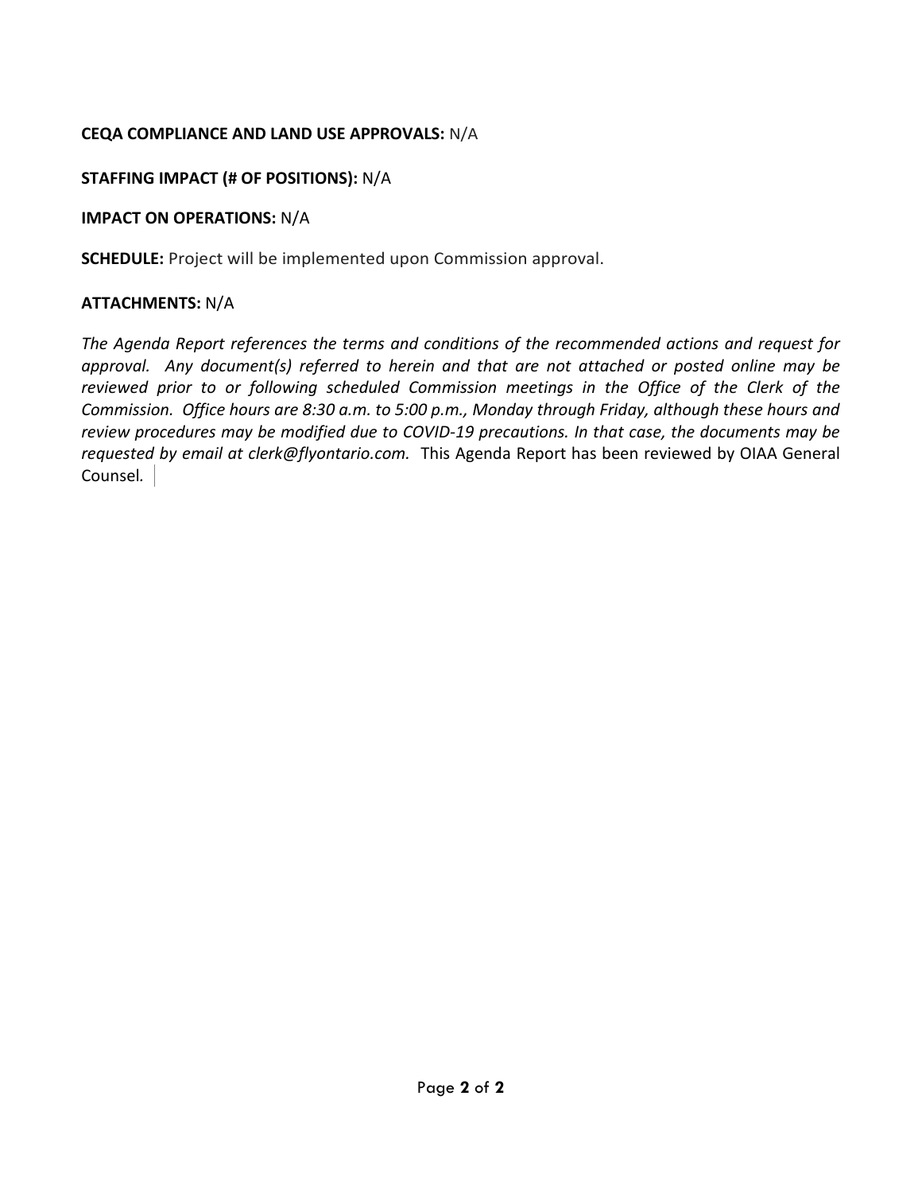**CEQA COMPLIANCE AND LAND USE APPROVALS:** N/A

**STAFFING IMPACT (# OF POSITIONS):** N/A

**IMPACT ON OPERATIONS:** N/A

**SCHEDULE:** Project will be implemented upon Commission approval.

**ATTACHMENTS:** N/A

*The Agenda Report references the terms and conditions of the recommended actions and request for approval. Any document(s) referred to herein and that are not attached or posted online may be reviewed prior to or following scheduled Commission meetings in the Office of the Clerk of the Commission. Office hours are 8:30 a.m. to 5:00 p.m., Monday through Friday, although these hours and review procedures may be modified due to COVID-19 precautions. In that case, the documents may be requested by email at clerk@flyontario.com.* This Agenda Report has been reviewed by OIAA General Counsel.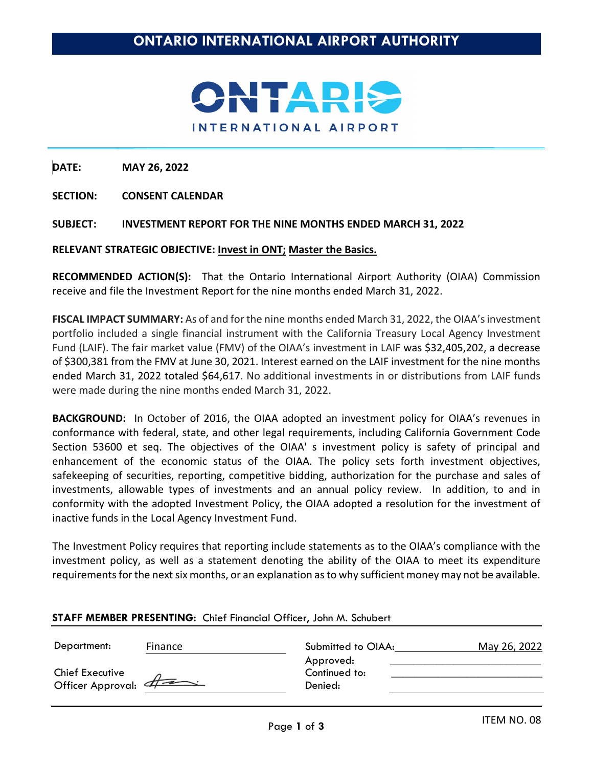# ONTARIO INTERNATIONAL AIRPORT AUTHORITY

ONTARIO INTERNATIONAL AIRPORT

**DATE:** MAY 26, 2022

**SECTION:** CONSENT CALENDAR

**SUBJECT:** INVESTMENT REPORT FOR THE NINE MONTHS ENDED MARCH 31, 2022

**RELEVANT STRATEGIC OBJECTIVE:** **Invest in ONT; Master the Basics.**

**RECOMMENDED ACTION(S):** That the Ontario International Airport Authority (OIAA) Commission receive and file the Investment Report for the nine months ended March 31, 2022.

**FISCAL IMPACT SUMMARY:** As of and for the nine months ended March 31, 2022, the OIAA's investment portfolio included a single financial instrument with the California Treasury Local Agency Investment Fund (LAIF). The fair market value (FMV) of the OIAA's investment in LAIF was $32,405,202, a decrease of $300,381 from the FMV at June 30, 2021. Interest earned on the LAIF investment for the nine months ended March 31, 2022 totaled $64,617. No additional investments in or distributions from LAIF funds were made during the nine months ended March 31, 2022.

**BACKGROUND:** In October of 2016, the OIAA adopted an investment policy for OIAA's revenues in conformance with federal, state, and other legal requirements, including California Government Code Section 53600 et seq. The objectives of the OIAA' s investment policy is safety of principal and enhancement of the economic status of the OIAA. The policy sets forth investment objectives, safekeeping of securities, reporting, competitive bidding, authorization for the purchase and sales of investments, allowable types of investments and an annual policy review. In addition, to and in conformity with the adopted Investment Policy, the OIAA adopted a resolution for the investment of inactive funds in the Local Agency Investment Fund.

The Investment Policy requires that reporting include statements as to the OIAA's compliance with the investment policy, as well as a statement denoting the ability of the OIAA to meet its expenditure requirements for the next six months, or an explanation as to why sufficient money may not be available.

**STAFF MEMBER PRESENTING:** Chief Financial Officer, John M. Schubert

| | | | |
|---|---|---|---|
| Department: | Finance | Submitted to OIAA: | May 26, 2022 |
| | | Approved: | |
| Chief Executive Officer Approval: | [signature] | Continued to: | |
| | | Denied: | |

ITEM NO. 08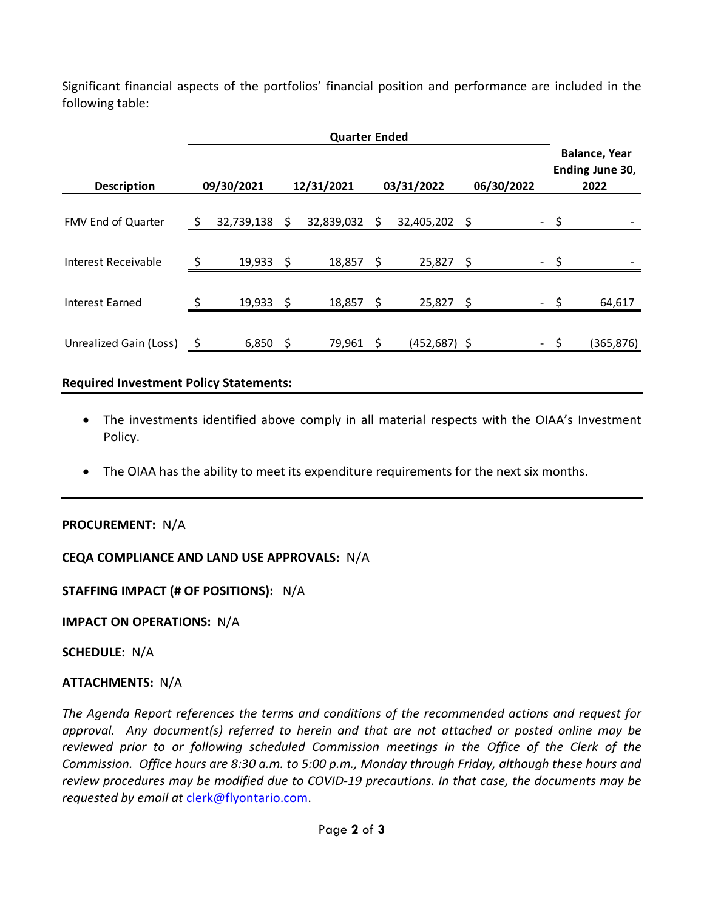Significant financial aspects of the portfolios' financial position and performance are included in the following table:

| Description | Quarter Ended | | | | Balance, Year Ending June 30, 2022 |
|---|---|---|---|---|---|
| | 09/30/2021 | 12/31/2021 | 03/31/2022 | 06/30/2022 | |
| FMV End of Quarter | $ 32,739,138 | $ 32,839,032 | $ 32,405,202 | $ - | $ - |
| Interest Receivable | $ 19,933 | $ 18,857 | $ 25,827 | $ - | $ - |
| Interest Earned | $ 19,933 | $ 18,857 | $ 25,827 | $ - | $ 64,617 |
| Unrealized Gain (Loss) | $ 6,850 | $ 79,961 | $ (452,687) | $ - | $ (365,876) |

**Required Investment Policy Statements:**

- The investments identified above comply in all material respects with the OIAA's Investment Policy.
- The OIAA has the ability to meet its expenditure requirements for the next six months.

**PROCUREMENT:** N/A

**CEQA COMPLIANCE AND LAND USE APPROVALS:** N/A

**STAFFING IMPACT (# OF POSITIONS):** N/A

**IMPACT ON OPERATIONS:** N/A

**SCHEDULE:** N/A

**ATTACHMENTS:** N/A

*The Agenda Report references the terms and conditions of the recommended actions and request for approval. Any document(s) referred to herein and that are not attached or posted online may be reviewed prior to or following scheduled Commission meetings in the Office of the Clerk of the Commission. Office hours are 8:30 a.m. to 5:00 p.m., Monday through Friday, although these hours and review procedures may be modified due to COVID-19 precautions. In that case, the documents may be requested by email at* clerk@flyontario.com.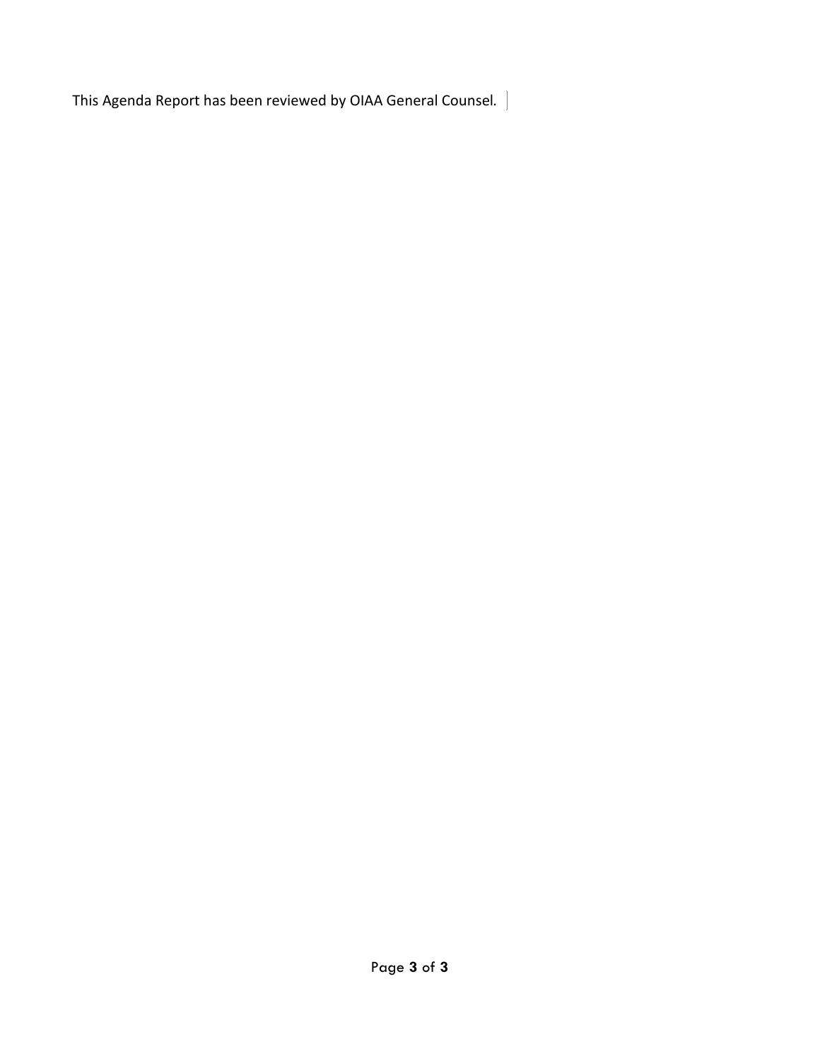This Agenda Report has been reviewed by OIAA General Counsel.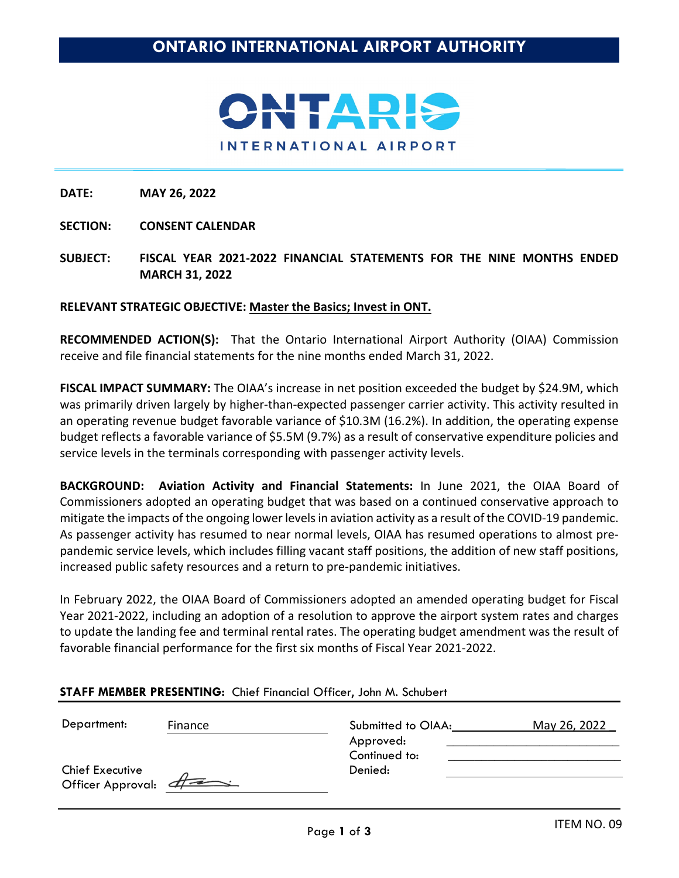# ONTARIO INTERNATIONAL AIRPORT AUTHORITY

ONTARIO INTERNATIONAL AIRPORT

**DATE:** **MAY 26, 2022**

**SECTION:** **CONSENT CALENDAR**

**SUBJECT:** **FISCAL YEAR 2021-2022 FINANCIAL STATEMENTS FOR THE NINE MONTHS ENDED MARCH 31, 2022**

**RELEVANT STRATEGIC OBJECTIVE:** **Master the Basics; Invest in ONT.**

**RECOMMENDED ACTION(S):** That the Ontario International Airport Authority (OIAA) Commission receive and file financial statements for the nine months ended March 31, 2022.

**FISCAL IMPACT SUMMARY:** The OIAA's increase in net position exceeded the budget by $24.9M, which was primarily driven largely by higher-than-expected passenger carrier activity. This activity resulted in an operating revenue budget favorable variance of $10.3M (16.2%). In addition, the operating expense budget reflects a favorable variance of $5.5M (9.7%) as a result of conservative expenditure policies and service levels in the terminals corresponding with passenger activity levels.

**BACKGROUND:** **Aviation Activity and Financial Statements:** In June 2021, the OIAA Board of Commissioners adopted an operating budget that was based on a continued conservative approach to mitigate the impacts of the ongoing lower levels in aviation activity as a result of the COVID-19 pandemic. As passenger activity has resumed to near normal levels, OIAA has resumed operations to almost pre-pandemic service levels, which includes filling vacant staff positions, the addition of new staff positions, increased public safety resources and a return to pre-pandemic initiatives.

In February 2022, the OIAA Board of Commissioners adopted an amended operating budget for Fiscal Year 2021-2022, including an adoption of a resolution to approve the airport system rates and charges to update the landing fee and terminal rental rates. The operating budget amendment was the result of favorable financial performance for the first six months of Fiscal Year 2021-2022.

**STAFF MEMBER PRESENTING:** Chief Financial Officer, John M. Schubert

| | | | |
|---|---|---|---|
| Department: | Finance | Submitted to OIAA: | May 26, 2022 |
| | | Approved: | |
| | | Continued to: | |
| Chief Executive Officer Approval: | [signature] | Denied: | |

ITEM NO. 09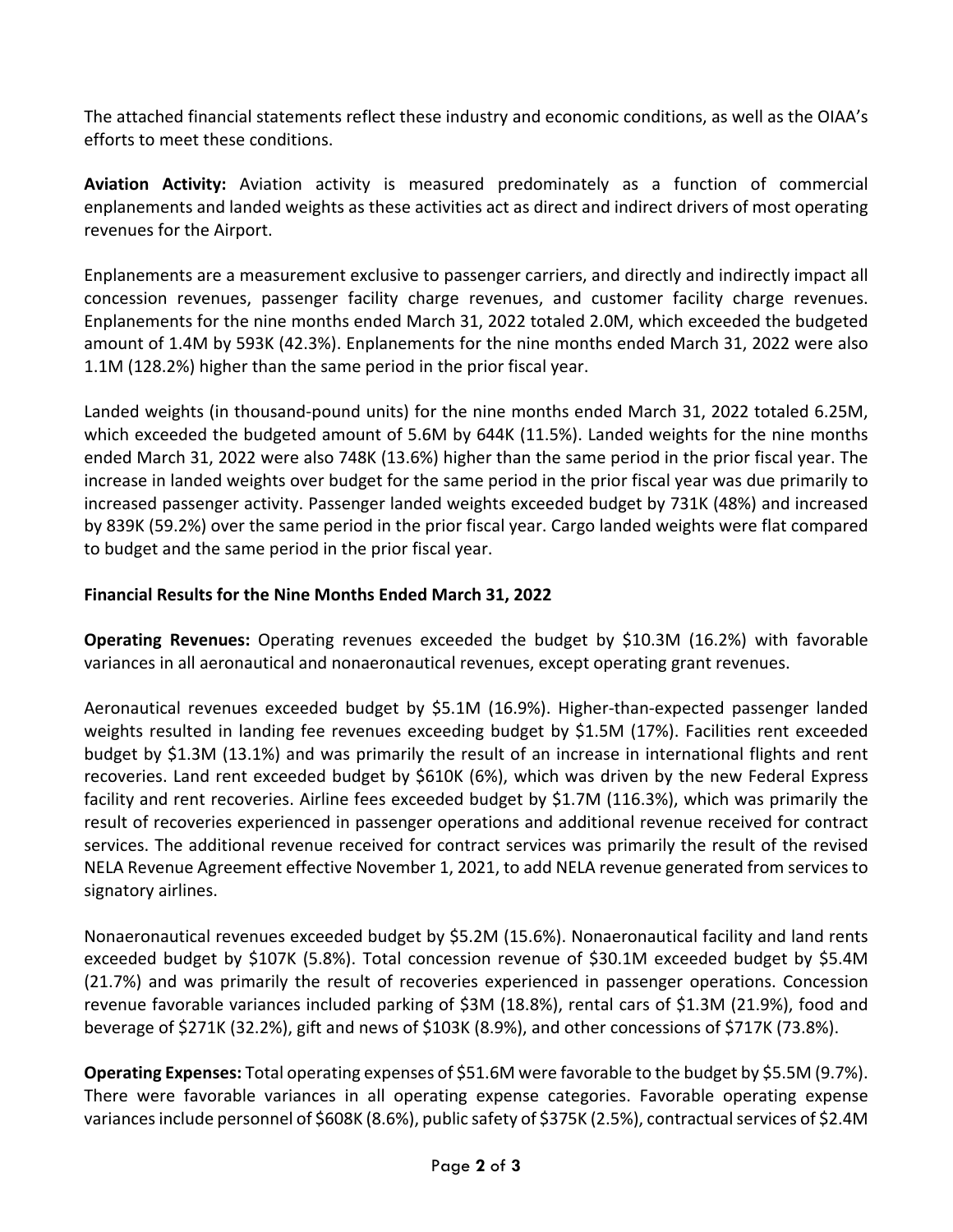The attached financial statements reflect these industry and economic conditions, as well as the OIAA's efforts to meet these conditions.

**Aviation Activity:** Aviation activity is measured predominately as a function of commercial enplanements and landed weights as these activities act as direct and indirect drivers of most operating revenues for the Airport.

Enplanements are a measurement exclusive to passenger carriers, and directly and indirectly impact all concession revenues, passenger facility charge revenues, and customer facility charge revenues. Enplanements for the nine months ended March 31, 2022 totaled 2.0M, which exceeded the budgeted amount of 1.4M by 593K (42.3%). Enplanements for the nine months ended March 31, 2022 were also 1.1M (128.2%) higher than the same period in the prior fiscal year.

Landed weights (in thousand-pound units) for the nine months ended March 31, 2022 totaled 6.25M, which exceeded the budgeted amount of 5.6M by 644K (11.5%). Landed weights for the nine months ended March 31, 2022 were also 748K (13.6%) higher than the same period in the prior fiscal year. The increase in landed weights over budget for the same period in the prior fiscal year was due primarily to increased passenger activity. Passenger landed weights exceeded budget by 731K (48%) and increased by 839K (59.2%) over the same period in the prior fiscal year. Cargo landed weights were flat compared to budget and the same period in the prior fiscal year.

**Financial Results for the Nine Months Ended March 31, 2022**

**Operating Revenues:** Operating revenues exceeded the budget by $10.3M (16.2%) with favorable variances in all aeronautical and nonaeronautical revenues, except operating grant revenues.

Aeronautical revenues exceeded budget by $5.1M (16.9%). Higher-than-expected passenger landed weights resulted in landing fee revenues exceeding budget by $1.5M (17%). Facilities rent exceeded budget by $1.3M (13.1%) and was primarily the result of an increase in international flights and rent recoveries. Land rent exceeded budget by $610K (6%), which was driven by the new Federal Express facility and rent recoveries. Airline fees exceeded budget by $1.7M (116.3%), which was primarily the result of recoveries experienced in passenger operations and additional revenue received for contract services. The additional revenue received for contract services was primarily the result of the revised NELA Revenue Agreement effective November 1, 2021, to add NELA revenue generated from services to signatory airlines.

Nonaeronautical revenues exceeded budget by $5.2M (15.6%). Nonaeronautical facility and land rents exceeded budget by $107K (5.8%). Total concession revenue of $30.1M exceeded budget by $5.4M (21.7%) and was primarily the result of recoveries experienced in passenger operations. Concession revenue favorable variances included parking of $3M (18.8%), rental cars of $1.3M (21.9%), food and beverage of $271K (32.2%), gift and news of $103K (8.9%), and other concessions of $717K (73.8%).

**Operating Expenses:** Total operating expenses of $51.6M were favorable to the budget by $5.5M (9.7%). There were favorable variances in all operating expense categories. Favorable operating expense variances include personnel of $608K (8.6%), public safety of $375K (2.5%), contractual services of $2.4M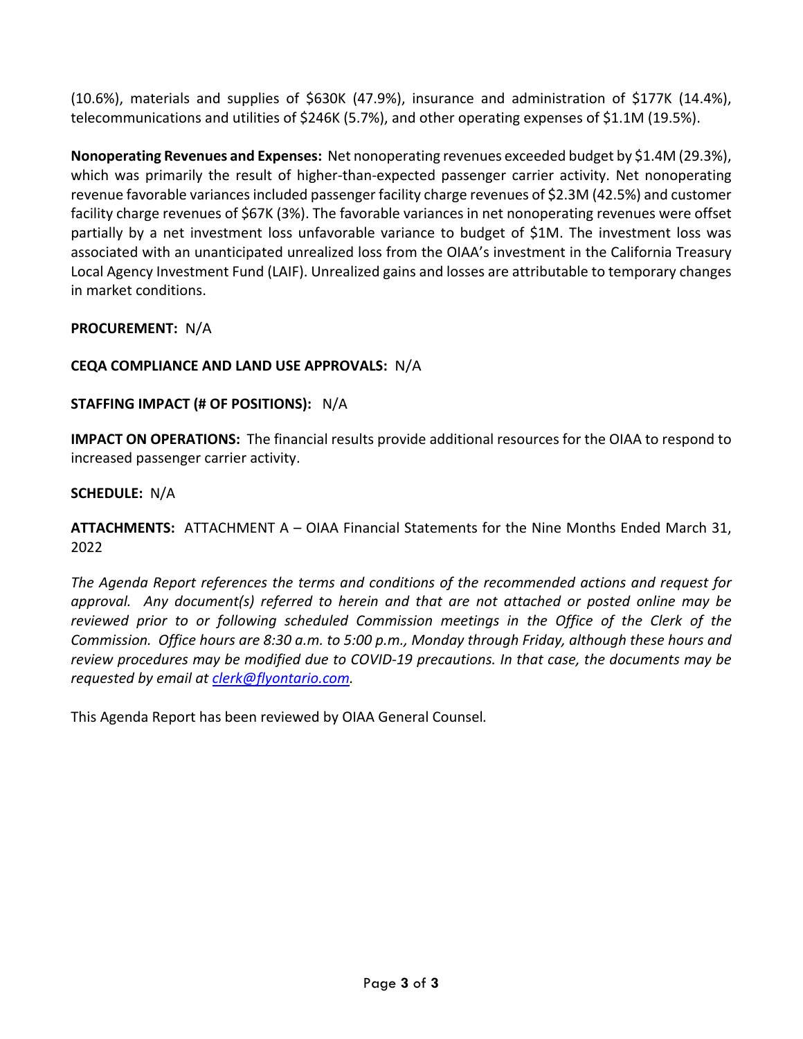(10.6%), materials and supplies of $630K (47.9%), insurance and administration of $177K (14.4%), telecommunications and utilities of $246K (5.7%), and other operating expenses of $1.1M (19.5%).

**Nonoperating Revenues and Expenses:** Net nonoperating revenues exceeded budget by $1.4M (29.3%), which was primarily the result of higher-than-expected passenger carrier activity. Net nonoperating revenue favorable variances included passenger facility charge revenues of $2.3M (42.5%) and customer facility charge revenues of $67K (3%). The favorable variances in net nonoperating revenues were offset partially by a net investment loss unfavorable variance to budget of $1M. The investment loss was associated with an unanticipated unrealized loss from the OIAA's investment in the California Treasury Local Agency Investment Fund (LAIF). Unrealized gains and losses are attributable to temporary changes in market conditions.

**PROCUREMENT:** N/A

**CEQA COMPLIANCE AND LAND USE APPROVALS:** N/A

**STAFFING IMPACT (# OF POSITIONS):** N/A

**IMPACT ON OPERATIONS:** The financial results provide additional resources for the OIAA to respond to increased passenger carrier activity.

**SCHEDULE:** N/A

**ATTACHMENTS:** ATTACHMENT A – OIAA Financial Statements for the Nine Months Ended March 31, 2022

*The Agenda Report references the terms and conditions of the recommended actions and request for approval. Any document(s) referred to herein and that are not attached or posted online may be reviewed prior to or following scheduled Commission meetings in the Office of the Clerk of the Commission. Office hours are 8:30 a.m. to 5:00 p.m., Monday through Friday, although these hours and review procedures may be modified due to COVID-19 precautions. In that case, the documents may be requested by email at [clerk@flyontario.com](mailto:clerk@flyontario.com).*

This Agenda Report has been reviewed by OIAA General Counsel.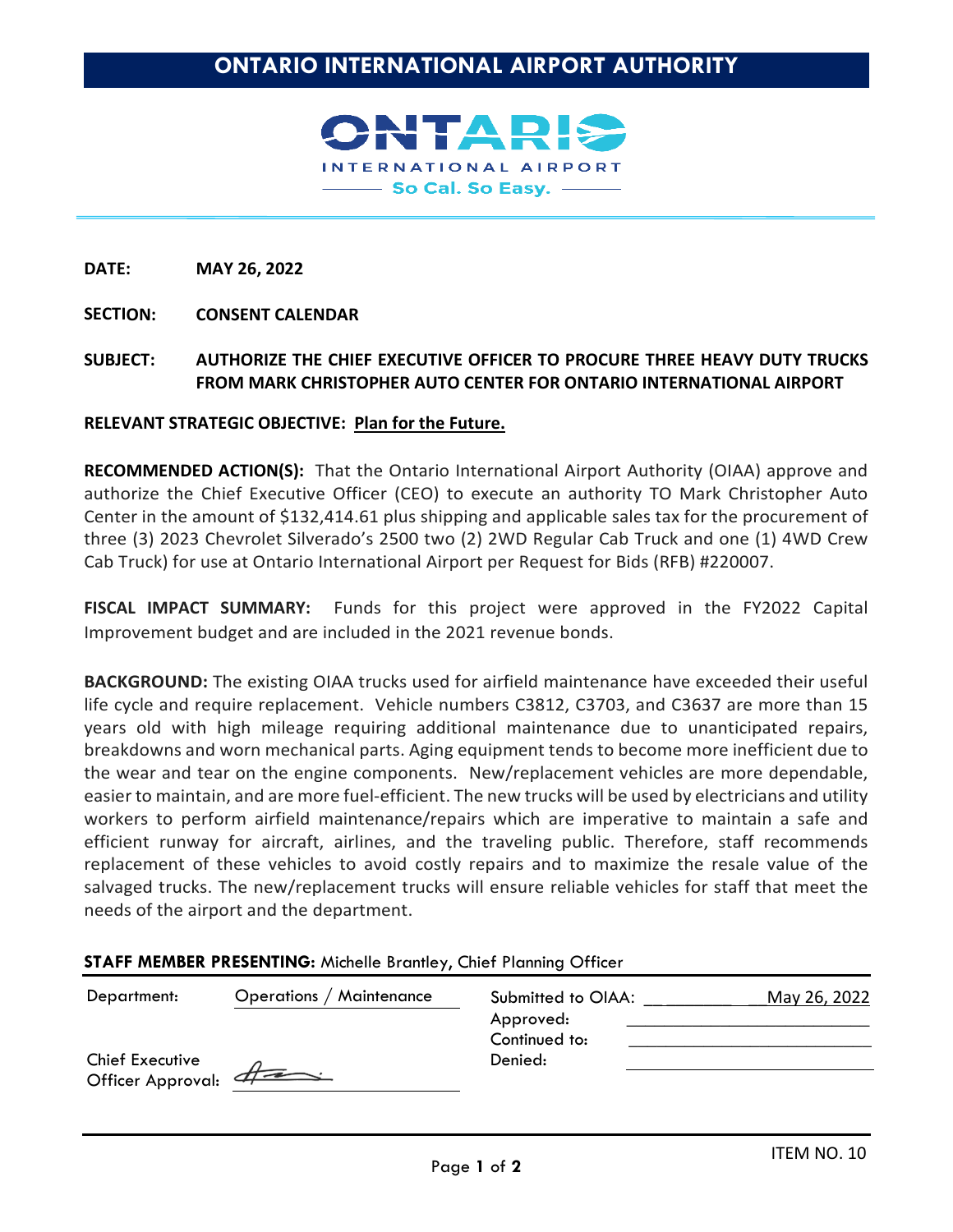# ONTARIO INTERNATIONAL AIRPORT AUTHORITY

ONTARIO INTERNATIONAL AIRPORT
So Cal. So Easy.

**DATE:** **MAY 26, 2022**

**SECTION:** **CONSENT CALENDAR**

**SUBJECT:** **AUTHORIZE THE CHIEF EXECUTIVE OFFICER TO PROCURE THREE HEAVY DUTY TRUCKS FROM MARK CHRISTOPHER AUTO CENTER FOR ONTARIO INTERNATIONAL AIRPORT**

**RELEVANT STRATEGIC OBJECTIVE:** **Plan for the Future.**

**RECOMMENDED ACTION(S):** That the Ontario International Airport Authority (OIAA) approve and authorize the Chief Executive Officer (CEO) to execute an authority TO Mark Christopher Auto Center in the amount of $132,414.61 plus shipping and applicable sales tax for the procurement of three (3) 2023 Chevrolet Silverado's 2500 two (2) 2WD Regular Cab Truck and one (1) 4WD Crew Cab Truck) for use at Ontario International Airport per Request for Bids (RFB) #220007.

**FISCAL IMPACT SUMMARY:** Funds for this project were approved in the FY2022 Capital Improvement budget and are included in the 2021 revenue bonds.

**BACKGROUND:** The existing OIAA trucks used for airfield maintenance have exceeded their useful life cycle and require replacement. Vehicle numbers C3812, C3703, and C3637 are more than 15 years old with high mileage requiring additional maintenance due to unanticipated repairs, breakdowns and worn mechanical parts. Aging equipment tends to become more inefficient due to the wear and tear on the engine components. New/replacement vehicles are more dependable, easier to maintain, and are more fuel-efficient. The new trucks will be used by electricians and utility workers to perform airfield maintenance/repairs which are imperative to maintain a safe and efficient runway for aircraft, airlines, and the traveling public. Therefore, staff recommends replacement of these vehicles to avoid costly repairs and to maximize the resale value of the salvaged trucks. The new/replacement trucks will ensure reliable vehicles for staff that meet the needs of the airport and the department.

**STAFF MEMBER PRESENTING:** Michelle Brantley, Chief Planning Officer

| | | | |
|---|---|---|---|
| Department: | Operations / Maintenance | Submitted to OIAA: | May 26, 2022 |
| | | Approved: | |
| | | Continued to: | |
| Chief Executive Officer Approval: | *(signature)* | Denied: | |

ITEM NO. 10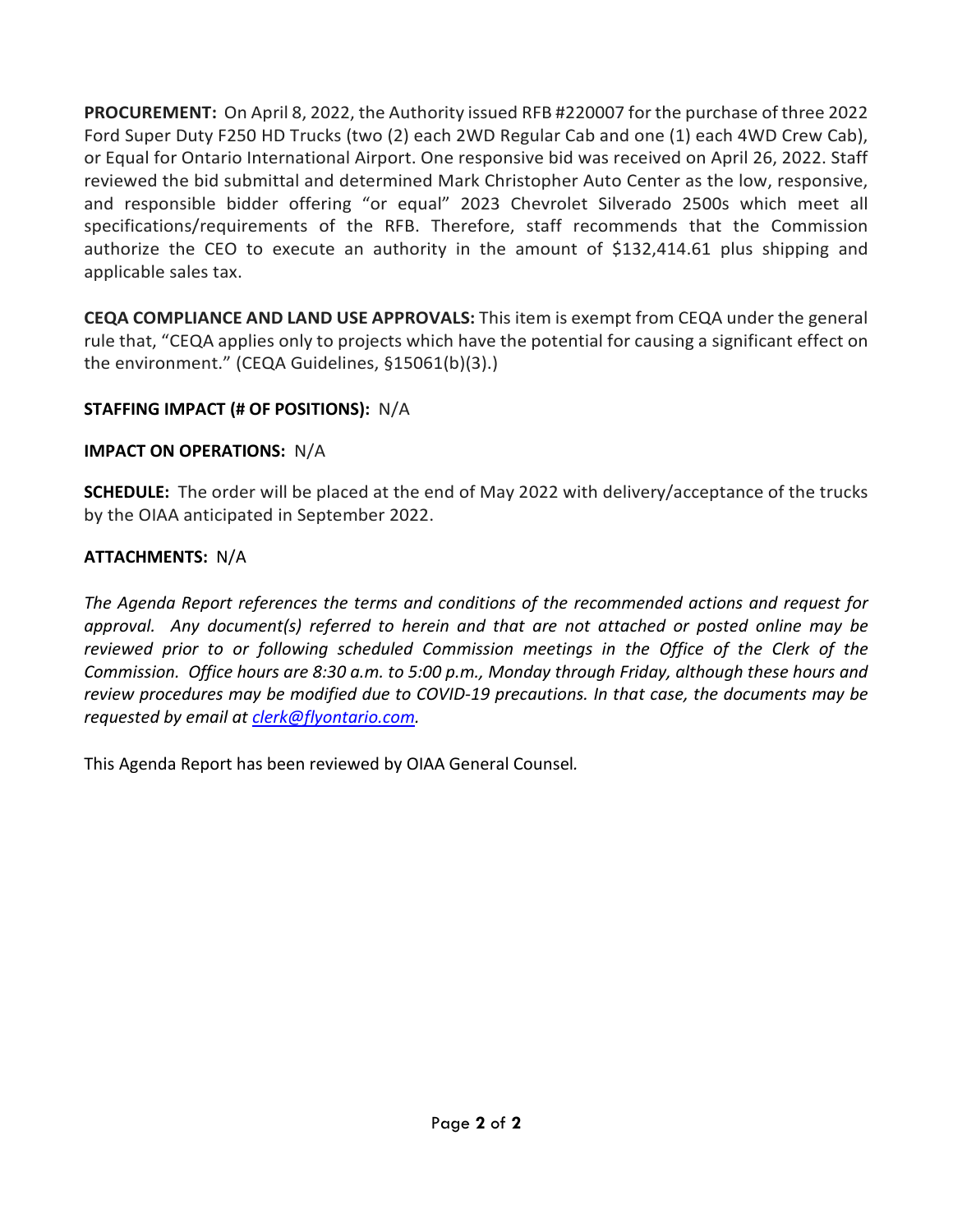**PROCUREMENT:** On April 8, 2022, the Authority issued RFB #220007 for the purchase of three 2022 Ford Super Duty F250 HD Trucks (two (2) each 2WD Regular Cab and one (1) each 4WD Crew Cab), or Equal for Ontario International Airport. One responsive bid was received on April 26, 2022. Staff reviewed the bid submittal and determined Mark Christopher Auto Center as the low, responsive, and responsible bidder offering "or equal" 2023 Chevrolet Silverado 2500s which meet all specifications/requirements of the RFB. Therefore, staff recommends that the Commission authorize the CEO to execute an authority in the amount of $132,414.61 plus shipping and applicable sales tax.

**CEQA COMPLIANCE AND LAND USE APPROVALS:** This item is exempt from CEQA under the general rule that, "CEQA applies only to projects which have the potential for causing a significant effect on the environment." (CEQA Guidelines, §15061(b)(3).)

**STAFFING IMPACT (# OF POSITIONS):** N/A

**IMPACT ON OPERATIONS:** N/A

**SCHEDULE:** The order will be placed at the end of May 2022 with delivery/acceptance of the trucks by the OIAA anticipated in September 2022.

**ATTACHMENTS:** N/A

*The Agenda Report references the terms and conditions of the recommended actions and request for approval. Any document(s) referred to herein and that are not attached or posted online may be reviewed prior to or following scheduled Commission meetings in the Office of the Clerk of the Commission. Office hours are 8:30 a.m. to 5:00 p.m., Monday through Friday, although these hours and review procedures may be modified due to COVID-19 precautions. In that case, the documents may be requested by email at clerk@flyontario.com.*

This Agenda Report has been reviewed by OIAA General Counsel.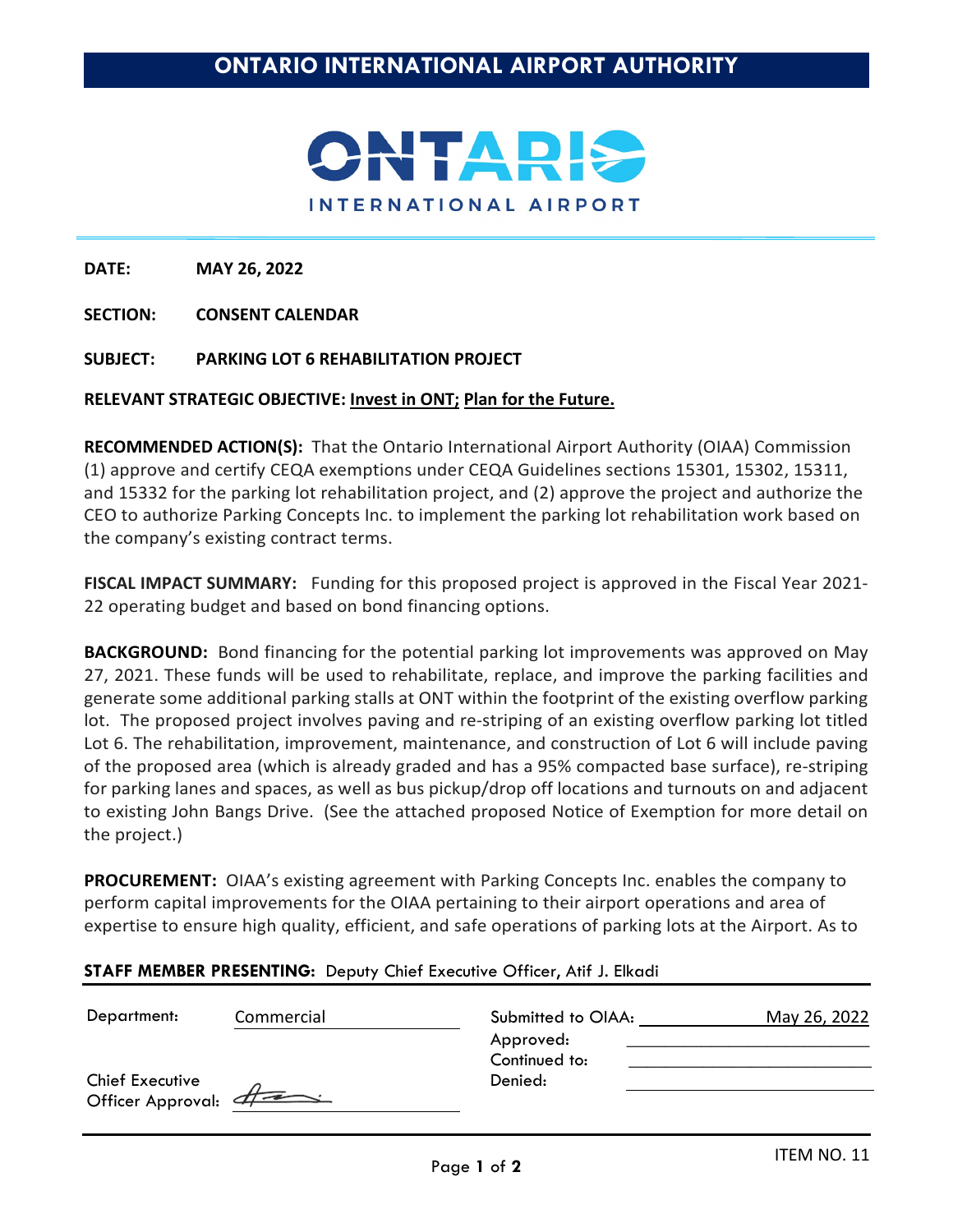# ONTARIO INTERNATIONAL AIRPORT AUTHORITY

ONTARIO INTERNATIONAL AIRPORT

**DATE:** **MAY 26, 2022**

**SECTION:** **CONSENT CALENDAR**

**SUBJECT:** **PARKING LOT 6 REHABILITATION PROJECT**

**RELEVANT STRATEGIC OBJECTIVE: Invest in ONT; Plan for the Future.**

**RECOMMENDED ACTION(S):** That the Ontario International Airport Authority (OIAA) Commission (1) approve and certify CEQA exemptions under CEQA Guidelines sections 15301, 15302, 15311, and 15332 for the parking lot rehabilitation project, and (2) approve the project and authorize the CEO to authorize Parking Concepts Inc. to implement the parking lot rehabilitation work based on the company's existing contract terms.

**FISCAL IMPACT SUMMARY:** Funding for this proposed project is approved in the Fiscal Year 2021-22 operating budget and based on bond financing options.

**BACKGROUND:** Bond financing for the potential parking lot improvements was approved on May 27, 2021. These funds will be used to rehabilitate, replace, and improve the parking facilities and generate some additional parking stalls at ONT within the footprint of the existing overflow parking lot. The proposed project involves paving and re-striping of an existing overflow parking lot titled Lot 6. The rehabilitation, improvement, maintenance, and construction of Lot 6 will include paving of the proposed area (which is already graded and has a 95% compacted base surface), re-striping for parking lanes and spaces, as well as bus pickup/drop off locations and turnouts on and adjacent to existing John Bangs Drive. (See the attached proposed Notice of Exemption for more detail on the project.)

**PROCUREMENT:** OIAA's existing agreement with Parking Concepts Inc. enables the company to perform capital improvements for the OIAA pertaining to their airport operations and area of expertise to ensure high quality, efficient, and safe operations of parking lots at the Airport. As to

**STAFF MEMBER PRESENTING:** Deputy Chief Executive Officer, Atif J. Elkadi

| | | | |
|---|---|---|---|
| Department: | Commercial | Submitted to OIAA: | May 26, 2022 |
| | | Approved: | |
| | | Continued to: | |
| Chief Executive Officer Approval: | [signature] | Denied: | |

ITEM NO. 11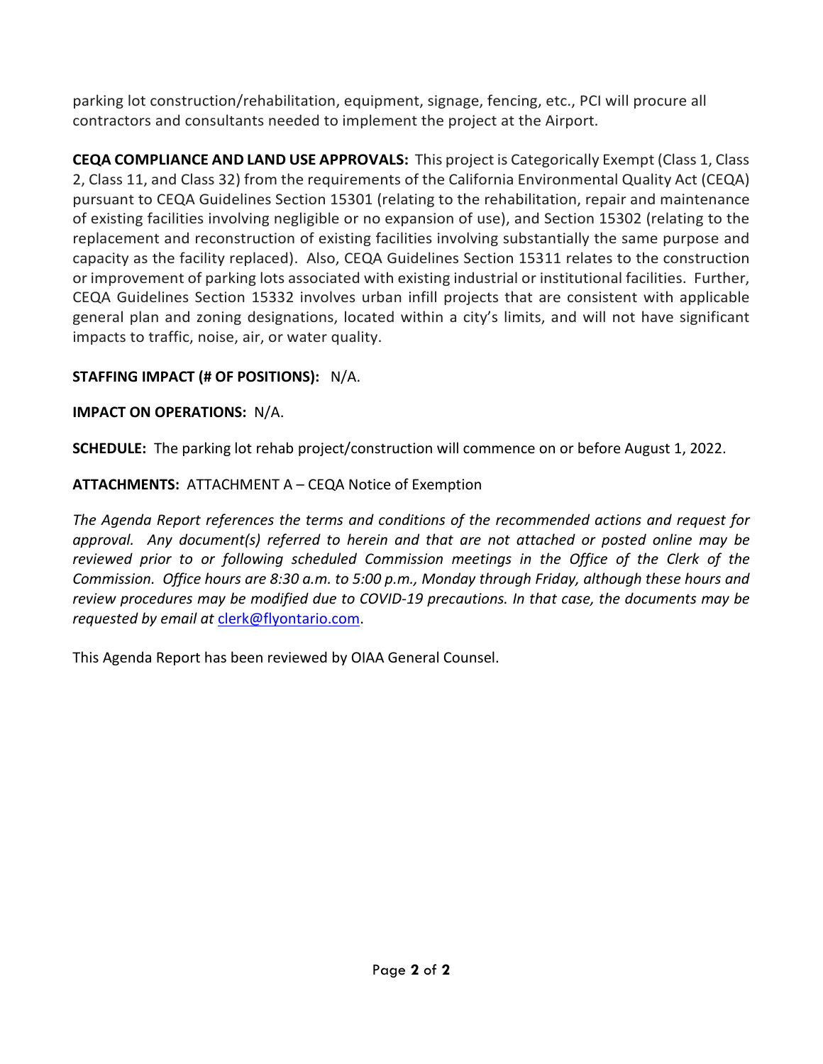parking lot construction/rehabilitation, equipment, signage, fencing, etc., PCI will procure all contractors and consultants needed to implement the project at the Airport.

**CEQA COMPLIANCE AND LAND USE APPROVALS:** This project is Categorically Exempt (Class 1, Class 2, Class 11, and Class 32) from the requirements of the California Environmental Quality Act (CEQA) pursuant to CEQA Guidelines Section 15301 (relating to the rehabilitation, repair and maintenance of existing facilities involving negligible or no expansion of use), and Section 15302 (relating to the replacement and reconstruction of existing facilities involving substantially the same purpose and capacity as the facility replaced). Also, CEQA Guidelines Section 15311 relates to the construction or improvement of parking lots associated with existing industrial or institutional facilities. Further, CEQA Guidelines Section 15332 involves urban infill projects that are consistent with applicable general plan and zoning designations, located within a city's limits, and will not have significant impacts to traffic, noise, air, or water quality.

**STAFFING IMPACT (# OF POSITIONS):** N/A.

**IMPACT ON OPERATIONS:** N/A.

**SCHEDULE:** The parking lot rehab project/construction will commence on or before August 1, 2022.

**ATTACHMENTS:** ATTACHMENT A – CEQA Notice of Exemption

*The Agenda Report references the terms and conditions of the recommended actions and request for approval. Any document(s) referred to herein and that are not attached or posted online may be reviewed prior to or following scheduled Commission meetings in the Office of the Clerk of the Commission. Office hours are 8:30 a.m. to 5:00 p.m., Monday through Friday, although these hours and review procedures may be modified due to COVID-19 precautions. In that case, the documents may be requested by email at* clerk@flyontario.com.

This Agenda Report has been reviewed by OIAA General Counsel.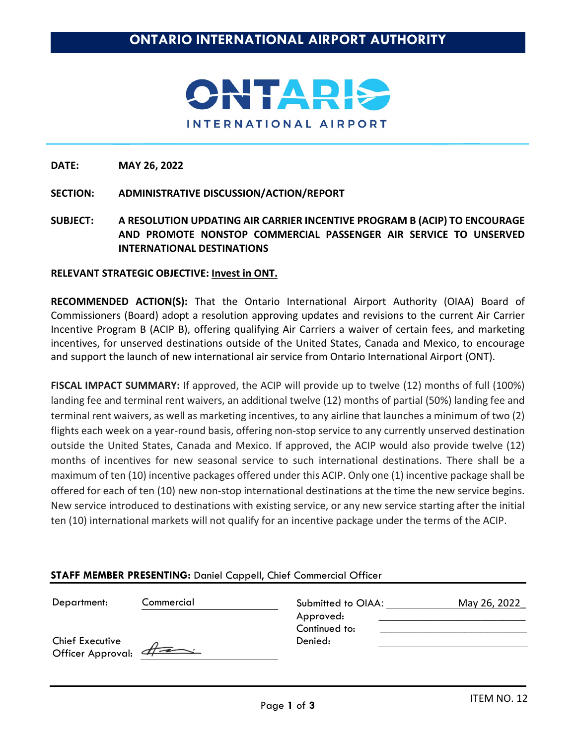# ONTARIO INTERNATIONAL AIRPORT AUTHORITY

ONTARIO INTERNATIONAL AIRPORT

**DATE:** **MAY 26, 2022**

**SECTION:** **ADMINISTRATIVE DISCUSSION/ACTION/REPORT**

**SUBJECT:** **A RESOLUTION UPDATING AIR CARRIER INCENTIVE PROGRAM B (ACIP) TO ENCOURAGE AND PROMOTE NONSTOP COMMERCIAL PASSENGER AIR SERVICE TO UNSERVED INTERNATIONAL DESTINATIONS**

**RELEVANT STRATEGIC OBJECTIVE:** **Invest in ONT.**

**RECOMMENDED ACTION(S):** That the Ontario International Airport Authority (OIAA) Board of Commissioners (Board) adopt a resolution approving updates and revisions to the current Air Carrier Incentive Program B (ACIP B), offering qualifying Air Carriers a waiver of certain fees, and marketing incentives, for unserved destinations outside of the United States, Canada and Mexico, to encourage and support the launch of new international air service from Ontario International Airport (ONT).

**FISCAL IMPACT SUMMARY:** If approved, the ACIP will provide up to twelve (12) months of full (100%) landing fee and terminal rent waivers, an additional twelve (12) months of partial (50%) landing fee and terminal rent waivers, as well as marketing incentives, to any airline that launches a minimum of two (2) flights each week on a year-round basis, offering non-stop service to any currently unserved destination outside the United States, Canada and Mexico. If approved, the ACIP would also provide twelve (12) months of incentives for new seasonal service to such international destinations. There shall be a maximum of ten (10) incentive packages offered under this ACIP. Only one (1) incentive package shall be offered for each of ten (10) new non-stop international destinations at the time the new service begins. New service introduced to destinations with existing service, or any new service starting after the initial ten (10) international markets will not qualify for an incentive package under the terms of the ACIP.

**STAFF MEMBER PRESENTING:** Daniel Cappell, Chief Commercial Officer

| | | | |
|---|---|---|---|
| Department: | Commercial | Submitted to OIAA: | May 26, 2022 |
| | | Approved: | |
| | | Continued to: | |
| Chief Executive Officer Approval: | [signature] | Denied: | |

ITEM NO. 12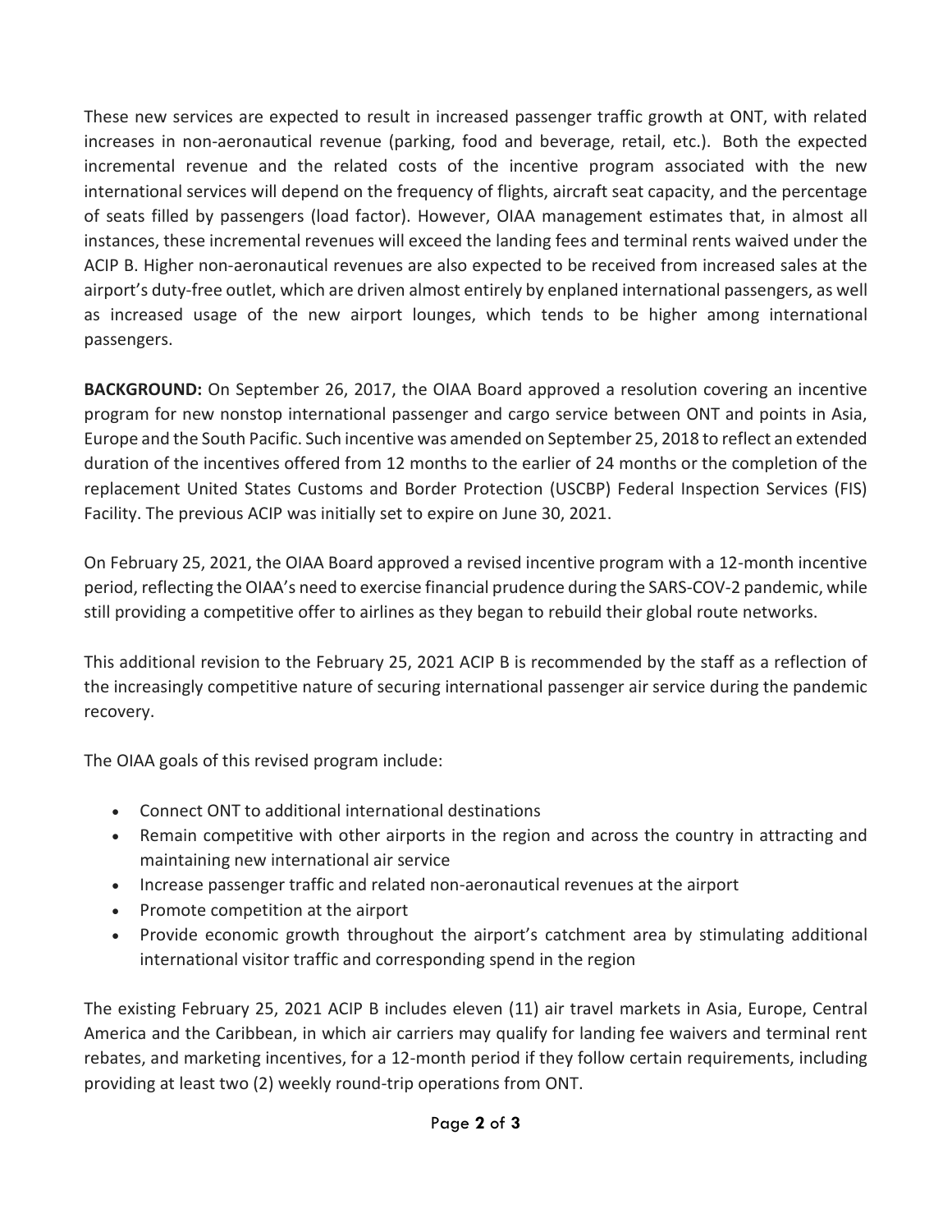These new services are expected to result in increased passenger traffic growth at ONT, with related increases in non-aeronautical revenue (parking, food and beverage, retail, etc.). Both the expected incremental revenue and the related costs of the incentive program associated with the new international services will depend on the frequency of flights, aircraft seat capacity, and the percentage of seats filled by passengers (load factor). However, OIAA management estimates that, in almost all instances, these incremental revenues will exceed the landing fees and terminal rents waived under the ACIP B. Higher non-aeronautical revenues are also expected to be received from increased sales at the airport's duty-free outlet, which are driven almost entirely by enplaned international passengers, as well as increased usage of the new airport lounges, which tends to be higher among international passengers.

**BACKGROUND:** On September 26, 2017, the OIAA Board approved a resolution covering an incentive program for new nonstop international passenger and cargo service between ONT and points in Asia, Europe and the South Pacific. Such incentive was amended on September 25, 2018 to reflect an extended duration of the incentives offered from 12 months to the earlier of 24 months or the completion of the replacement United States Customs and Border Protection (USCBP) Federal Inspection Services (FIS) Facility. The previous ACIP was initially set to expire on June 30, 2021.

On February 25, 2021, the OIAA Board approved a revised incentive program with a 12-month incentive period, reflecting the OIAA's need to exercise financial prudence during the SARS-COV-2 pandemic, while still providing a competitive offer to airlines as they began to rebuild their global route networks.

This additional revision to the February 25, 2021 ACIP B is recommended by the staff as a reflection of the increasingly competitive nature of securing international passenger air service during the pandemic recovery.

The OIAA goals of this revised program include:

- Connect ONT to additional international destinations
- Remain competitive with other airports in the region and across the country in attracting and maintaining new international air service
- Increase passenger traffic and related non-aeronautical revenues at the airport
- Promote competition at the airport
- Provide economic growth throughout the airport's catchment area by stimulating additional international visitor traffic and corresponding spend in the region

The existing February 25, 2021 ACIP B includes eleven (11) air travel markets in Asia, Europe, Central America and the Caribbean, in which air carriers may qualify for landing fee waivers and terminal rent rebates, and marketing incentives, for a 12-month period if they follow certain requirements, including providing at least two (2) weekly round-trip operations from ONT.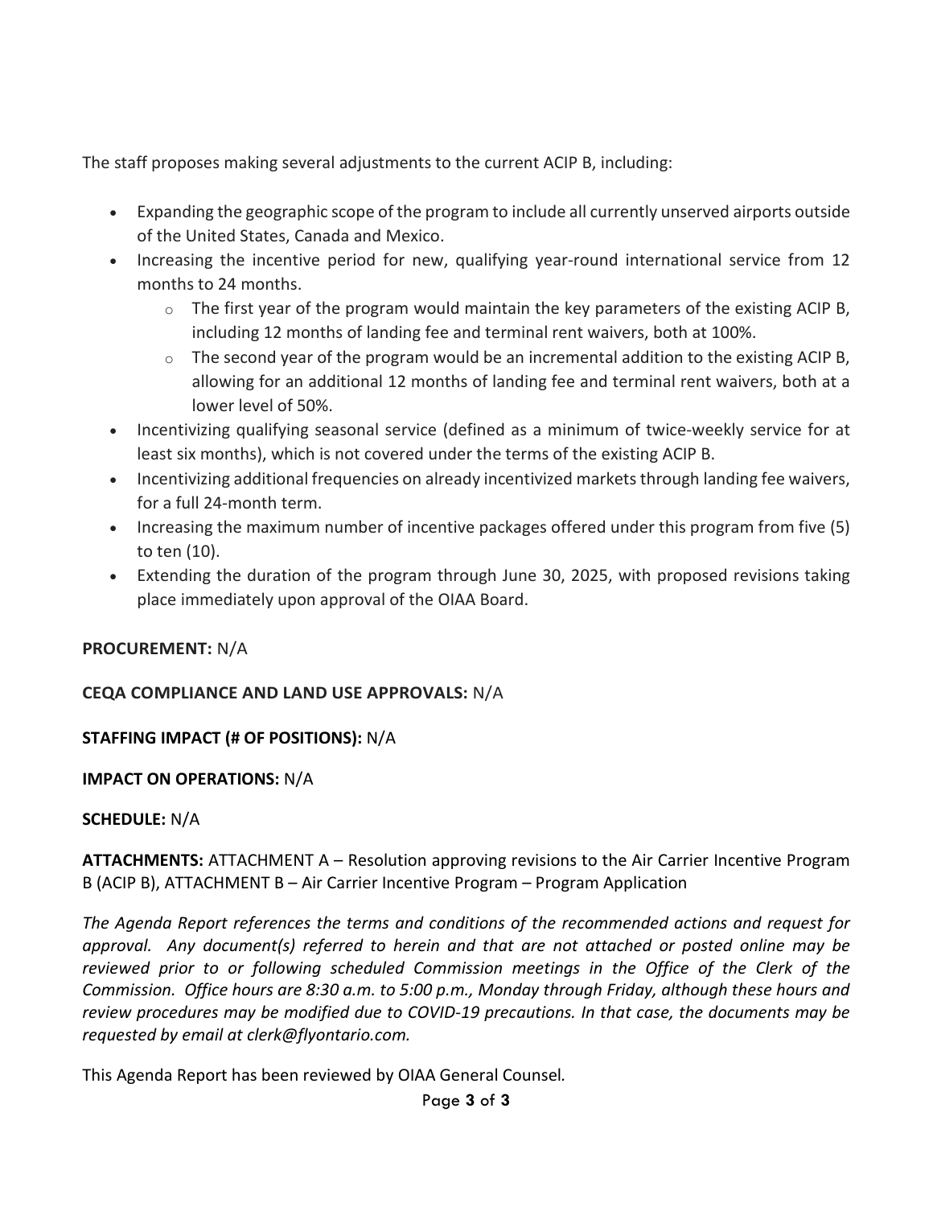The staff proposes making several adjustments to the current ACIP B, including:

- Expanding the geographic scope of the program to include all currently unserved airports outside of the United States, Canada and Mexico.
- Increasing the incentive period for new, qualifying year-round international service from 12 months to 24 months.
  - The first year of the program would maintain the key parameters of the existing ACIP B, including 12 months of landing fee and terminal rent waivers, both at 100%.
  - The second year of the program would be an incremental addition to the existing ACIP B, allowing for an additional 12 months of landing fee and terminal rent waivers, both at a lower level of 50%.
- Incentivizing qualifying seasonal service (defined as a minimum of twice-weekly service for at least six months), which is not covered under the terms of the existing ACIP B.
- Incentivizing additional frequencies on already incentivized markets through landing fee waivers, for a full 24-month term.
- Increasing the maximum number of incentive packages offered under this program from five (5) to ten (10).
- Extending the duration of the program through June 30, 2025, with proposed revisions taking place immediately upon approval of the OIAA Board.

**PROCUREMENT:** N/A

**CEQA COMPLIANCE AND LAND USE APPROVALS:** N/A

**STAFFING IMPACT (# OF POSITIONS):** N/A

**IMPACT ON OPERATIONS:** N/A

**SCHEDULE:** N/A

**ATTACHMENTS:** ATTACHMENT A – Resolution approving revisions to the Air Carrier Incentive Program B (ACIP B), ATTACHMENT B – Air Carrier Incentive Program – Program Application

*The Agenda Report references the terms and conditions of the recommended actions and request for approval. Any document(s) referred to herein and that are not attached or posted online may be reviewed prior to or following scheduled Commission meetings in the Office of the Clerk of the Commission. Office hours are 8:30 a.m. to 5:00 p.m., Monday through Friday, although these hours and review procedures may be modified due to COVID-19 precautions. In that case, the documents may be requested by email at clerk@flyontario.com.*

This Agenda Report has been reviewed by OIAA General Counsel.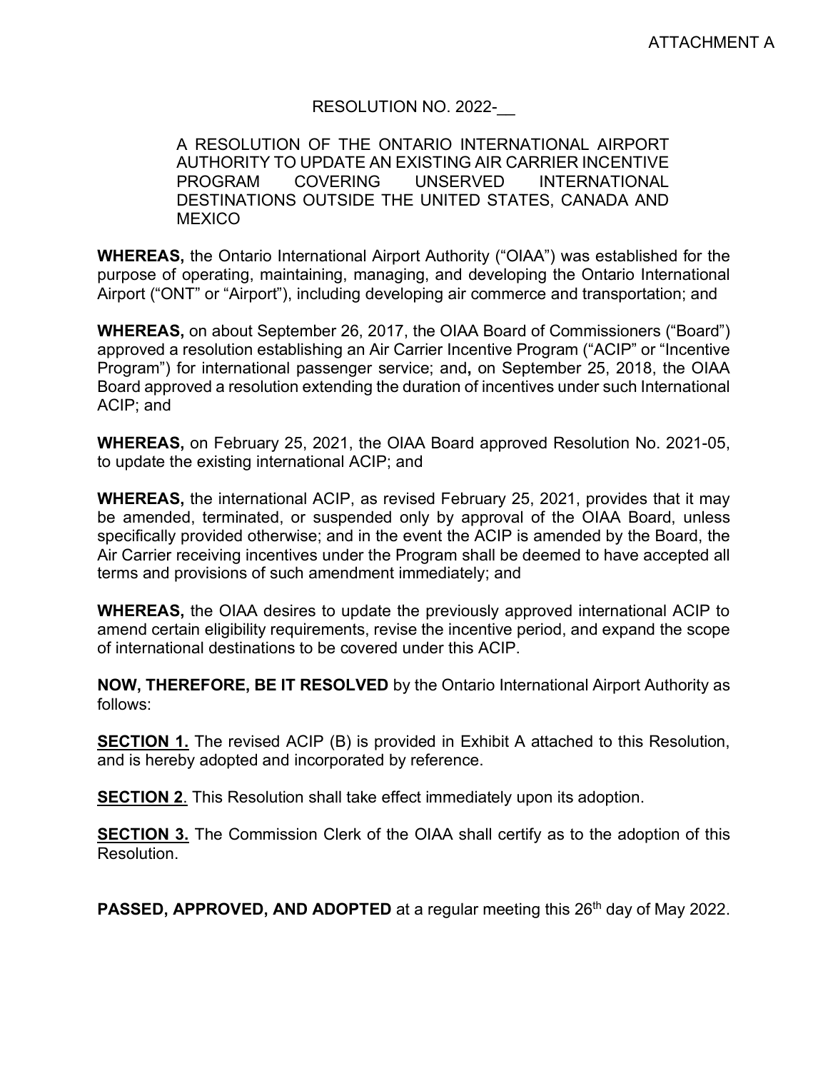ATTACHMENT A

RESOLUTION NO. 2022-__

A RESOLUTION OF THE ONTARIO INTERNATIONAL AIRPORT AUTHORITY TO UPDATE AN EXISTING AIR CARRIER INCENTIVE PROGRAM COVERING UNSERVED INTERNATIONAL DESTINATIONS OUTSIDE THE UNITED STATES, CANADA AND MEXICO

**WHEREAS,** the Ontario International Airport Authority ("OIAA") was established for the purpose of operating, maintaining, managing, and developing the Ontario International Airport ("ONT" or "Airport"), including developing air commerce and transportation; and

**WHEREAS,** on about September 26, 2017, the OIAA Board of Commissioners ("Board") approved a resolution establishing an Air Carrier Incentive Program ("ACIP" or "Incentive Program") for international passenger service; and**,** on September 25, 2018, the OIAA Board approved a resolution extending the duration of incentives under such International ACIP; and

**WHEREAS,** on February 25, 2021, the OIAA Board approved Resolution No. 2021-05, to update the existing international ACIP; and

**WHEREAS,** the international ACIP, as revised February 25, 2021, provides that it may be amended, terminated, or suspended only by approval of the OIAA Board, unless specifically provided otherwise; and in the event the ACIP is amended by the Board, the Air Carrier receiving incentives under the Program shall be deemed to have accepted all terms and provisions of such amendment immediately; and

**WHEREAS,** the OIAA desires to update the previously approved international ACIP to amend certain eligibility requirements, revise the incentive period, and expand the scope of international destinations to be covered under this ACIP.

**NOW, THEREFORE, BE IT RESOLVED** by the Ontario International Airport Authority as follows:

**SECTION 1.** The revised ACIP (B) is provided in Exhibit A attached to this Resolution, and is hereby adopted and incorporated by reference.

**SECTION 2**. This Resolution shall take effect immediately upon its adoption.

**SECTION 3.** The Commission Clerk of the OIAA shall certify as to the adoption of this Resolution.

**PASSED, APPROVED, AND ADOPTED** at a regular meeting this 26th day of May 2022.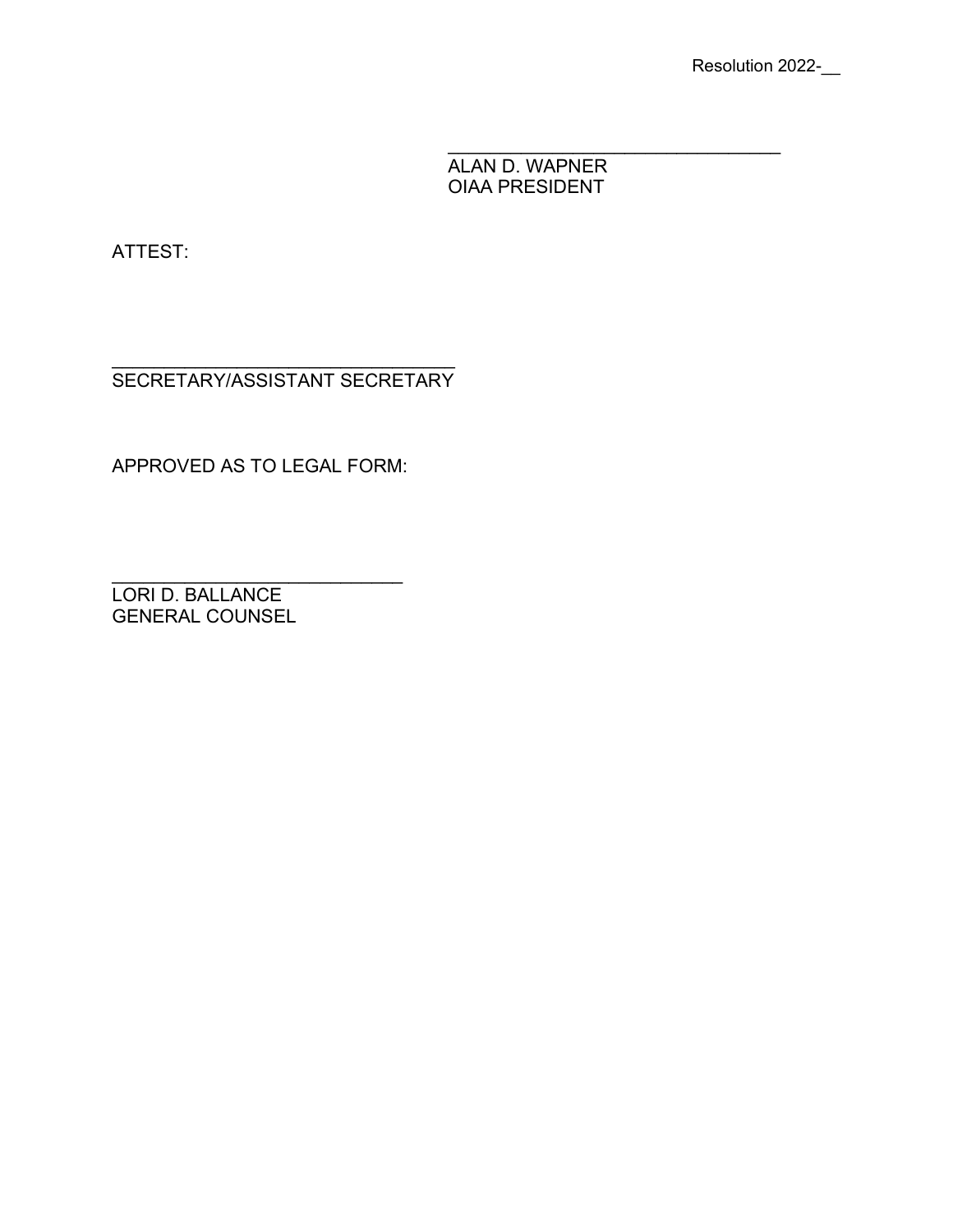Resolution 2022-__

\_\_\_\_\_\_\_\_\_\_\_\_\_\_\_\_\_\_\_\_\_\_\_\_\_\_\_\_\_\_\_\_
ALAN D. WAPNER
OIAA PRESIDENT

ATTEST:

\_\_\_\_\_\_\_\_\_\_\_\_\_\_\_\_\_\_\_\_\_\_\_\_\_\_\_\_\_\_\_\_
SECRETARY/ASSISTANT SECRETARY

APPROVED AS TO LEGAL FORM:

\_\_\_\_\_\_\_\_\_\_\_\_\_\_\_\_\_\_\_\_\_\_\_\_\_\_\_\_\_\_\_\_
LORI D. BALLANCE
GENERAL COUNSEL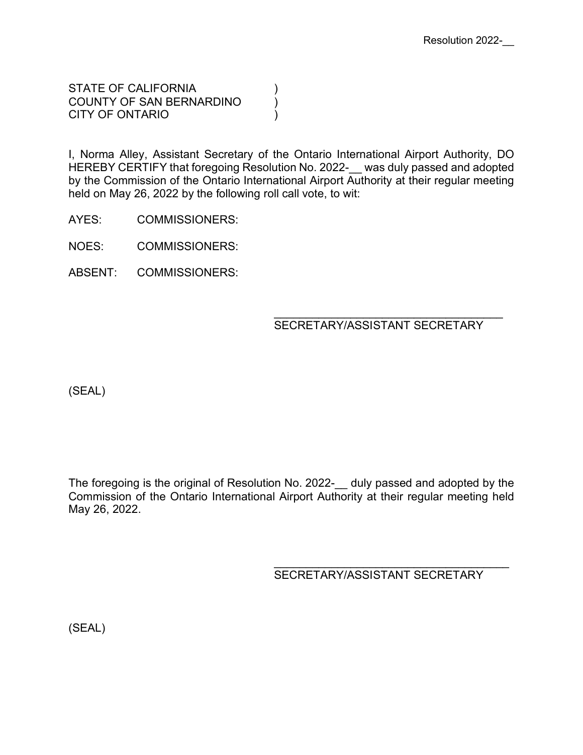Resolution 2022-__

STATE OF CALIFORNIA )
COUNTY OF SAN BERNARDINO )
CITY OF ONTARIO )

I, Norma Alley, Assistant Secretary of the Ontario International Airport Authority, DO HEREBY CERTIFY that foregoing Resolution No. 2022-__ was duly passed and adopted by the Commission of the Ontario International Airport Authority at their regular meeting held on May 26, 2022 by the following roll call vote, to wit:

AYES: COMMISSIONERS:

NOES: COMMISSIONERS:

ABSENT: COMMISSIONERS:

\_\_\_\_\_\_\_\_\_\_\_\_\_\_\_\_\_\_\_\_\_\_\_\_\_\_\_\_\_\_\_\_\_\_\_\_
SECRETARY/ASSISTANT SECRETARY

(SEAL)

The foregoing is the original of Resolution No. 2022-__ duly passed and adopted by the Commission of the Ontario International Airport Authority at their regular meeting held May 26, 2022.

\_\_\_\_\_\_\_\_\_\_\_\_\_\_\_\_\_\_\_\_\_\_\_\_\_\_\_\_\_\_\_\_\_\_\_\_
SECRETARY/ASSISTANT SECRETARY

(SEAL)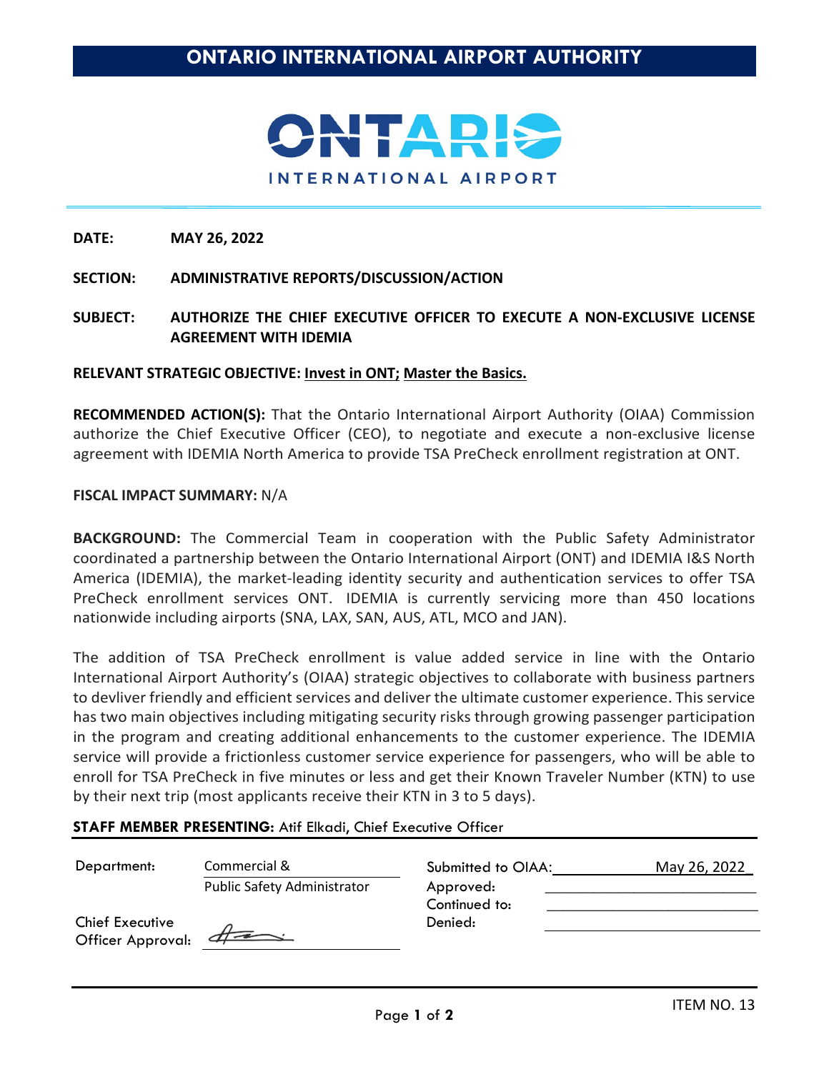# ONTARIO INTERNATIONAL AIRPORT AUTHORITY

ONTARIO
INTERNATIONAL AIRPORT

**DATE:** **MAY 26, 2022**

**SECTION:** **ADMINISTRATIVE REPORTS/DISCUSSION/ACTION**

**SUBJECT:** **AUTHORIZE THE CHIEF EXECUTIVE OFFICER TO EXECUTE A NON-EXCLUSIVE LICENSE AGREEMENT WITH IDEMIA**

**RELEVANT STRATEGIC OBJECTIVE:** **Invest in ONT; Master the Basics.**

**RECOMMENDED ACTION(S):** That the Ontario International Airport Authority (OIAA) Commission authorize the Chief Executive Officer (CEO), to negotiate and execute a non-exclusive license agreement with IDEMIA North America to provide TSA PreCheck enrollment registration at ONT.

**FISCAL IMPACT SUMMARY:** N/A

**BACKGROUND:** The Commercial Team in cooperation with the Public Safety Administrator coordinated a partnership between the Ontario International Airport (ONT) and IDEMIA I&S North America (IDEMIA), the market-leading identity security and authentication services to offer TSA PreCheck enrollment services ONT. IDEMIA is currently servicing more than 450 locations nationwide including airports (SNA, LAX, SAN, AUS, ATL, MCO and JAN).

The addition of TSA PreCheck enrollment is value added service in line with the Ontario International Airport Authority's (OIAA) strategic objectives to collaborate with business partners to devliver friendly and efficient services and deliver the ultimate customer experience. This service has two main objectives including mitigating security risks through growing passenger participation in the program and creating additional enhancements to the customer experience. The IDEMIA service will provide a frictionless customer service experience for passengers, who will be able to enroll for TSA PreCheck in five minutes or less and get their Known Traveler Number (KTN) to use by their next trip (most applicants receive their KTN in 3 to 5 days).

**STAFF MEMBER PRESENTING:** Atif Elkadi, Chief Executive Officer

| Department: | Commercial & Public Safety Administrator | Submitted to OIAA: | May 26, 2022 |
|---|---|---|---|
| | | Approved: | |
| | | Continued to: | |
| Chief Executive Officer Approval: | [signature] | Denied: | |

ITEM NO. 13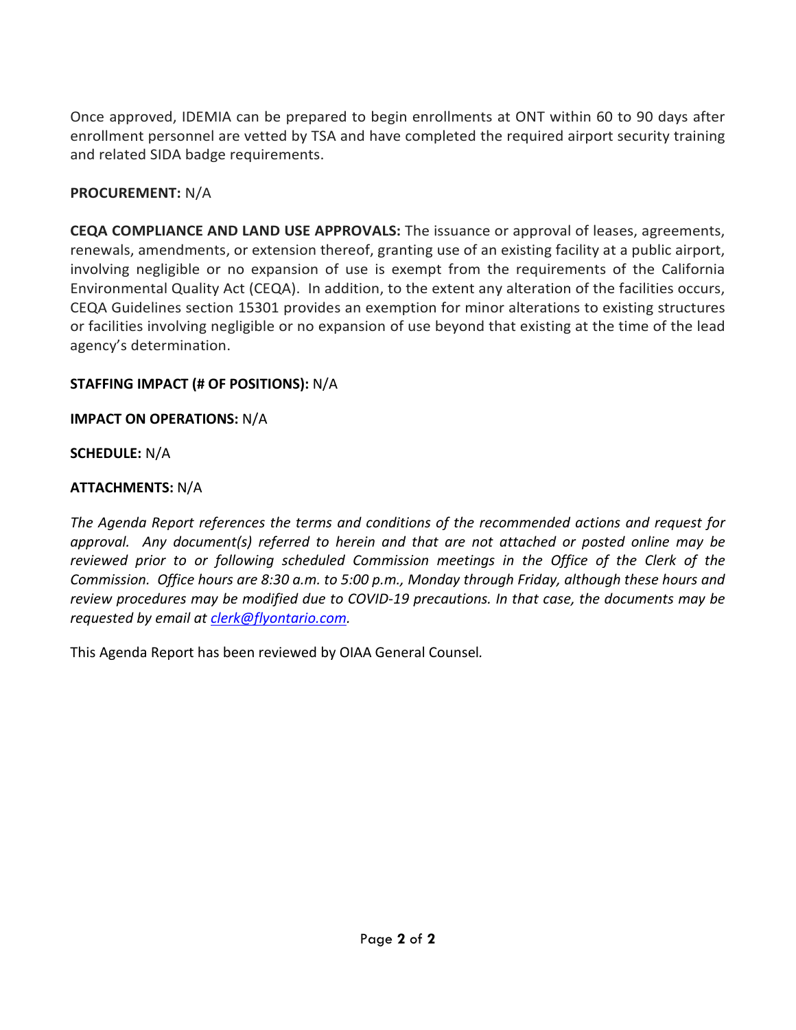Once approved, IDEMIA can be prepared to begin enrollments at ONT within 60 to 90 days after enrollment personnel are vetted by TSA and have completed the required airport security training and related SIDA badge requirements.

**PROCUREMENT:** N/A

**CEQA COMPLIANCE AND LAND USE APPROVALS:** The issuance or approval of leases, agreements, renewals, amendments, or extension thereof, granting use of an existing facility at a public airport, involving negligible or no expansion of use is exempt from the requirements of the California Environmental Quality Act (CEQA). In addition, to the extent any alteration of the facilities occurs, CEQA Guidelines section 15301 provides an exemption for minor alterations to existing structures or facilities involving negligible or no expansion of use beyond that existing at the time of the lead agency's determination.

**STAFFING IMPACT (# OF POSITIONS):** N/A

**IMPACT ON OPERATIONS:** N/A

**SCHEDULE:** N/A

**ATTACHMENTS:** N/A

*The Agenda Report references the terms and conditions of the recommended actions and request for approval. Any document(s) referred to herein and that are not attached or posted online may be reviewed prior to or following scheduled Commission meetings in the Office of the Clerk of the Commission. Office hours are 8:30 a.m. to 5:00 p.m., Monday through Friday, although these hours and review procedures may be modified due to COVID-19 precautions. In that case, the documents may be requested by email at clerk@flyontario.com.*

This Agenda Report has been reviewed by OIAA General Counsel.